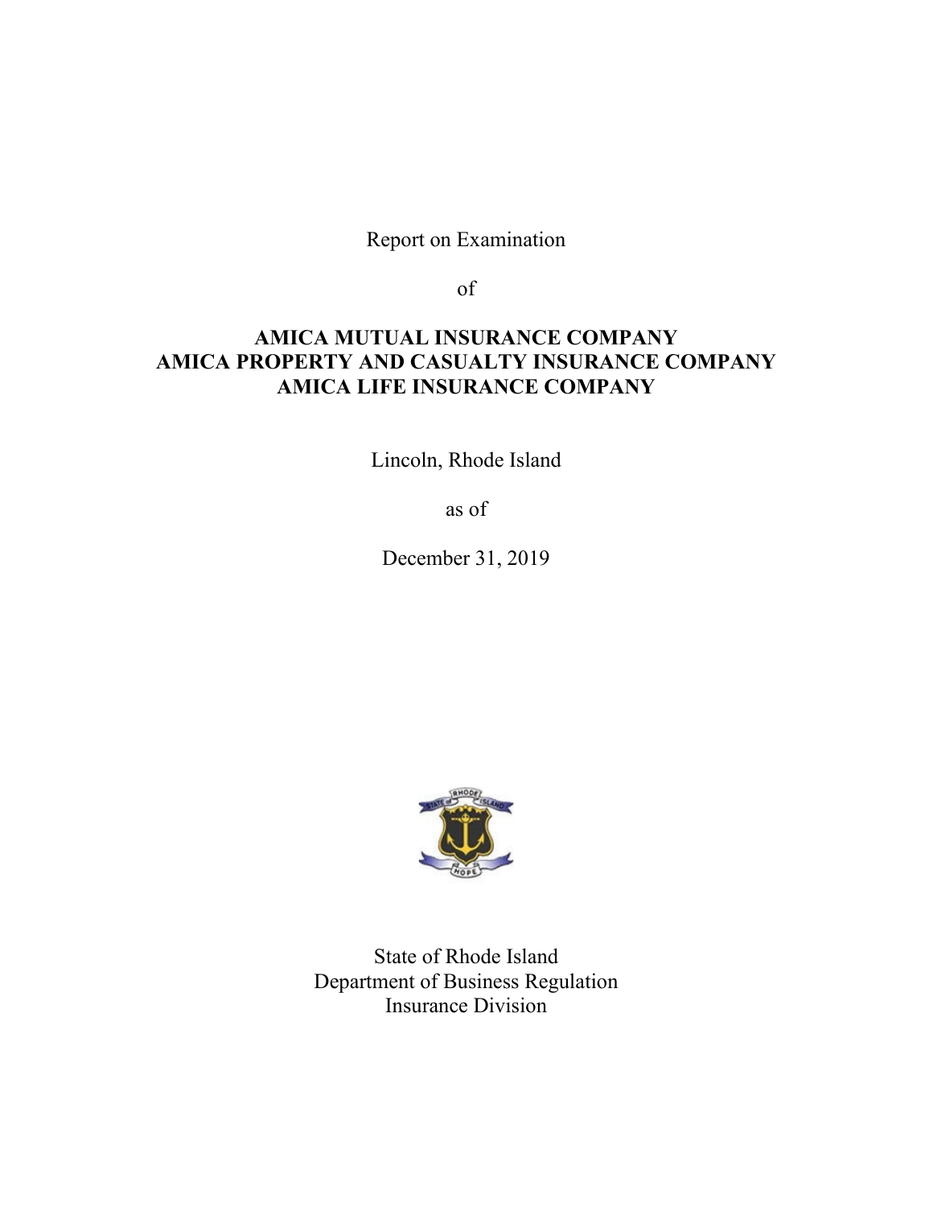Report on Examination

of

# AMICA MUTUAL INSURANCE COMPANY
# AMICA PROPERTY AND CASUALTY INSURANCE COMPANY
# AMICA LIFE INSURANCE COMPANY

Lincoln, Rhode Island

as of

December 31, 2019

State of Rhode Island
Department of Business Regulation
Insurance Division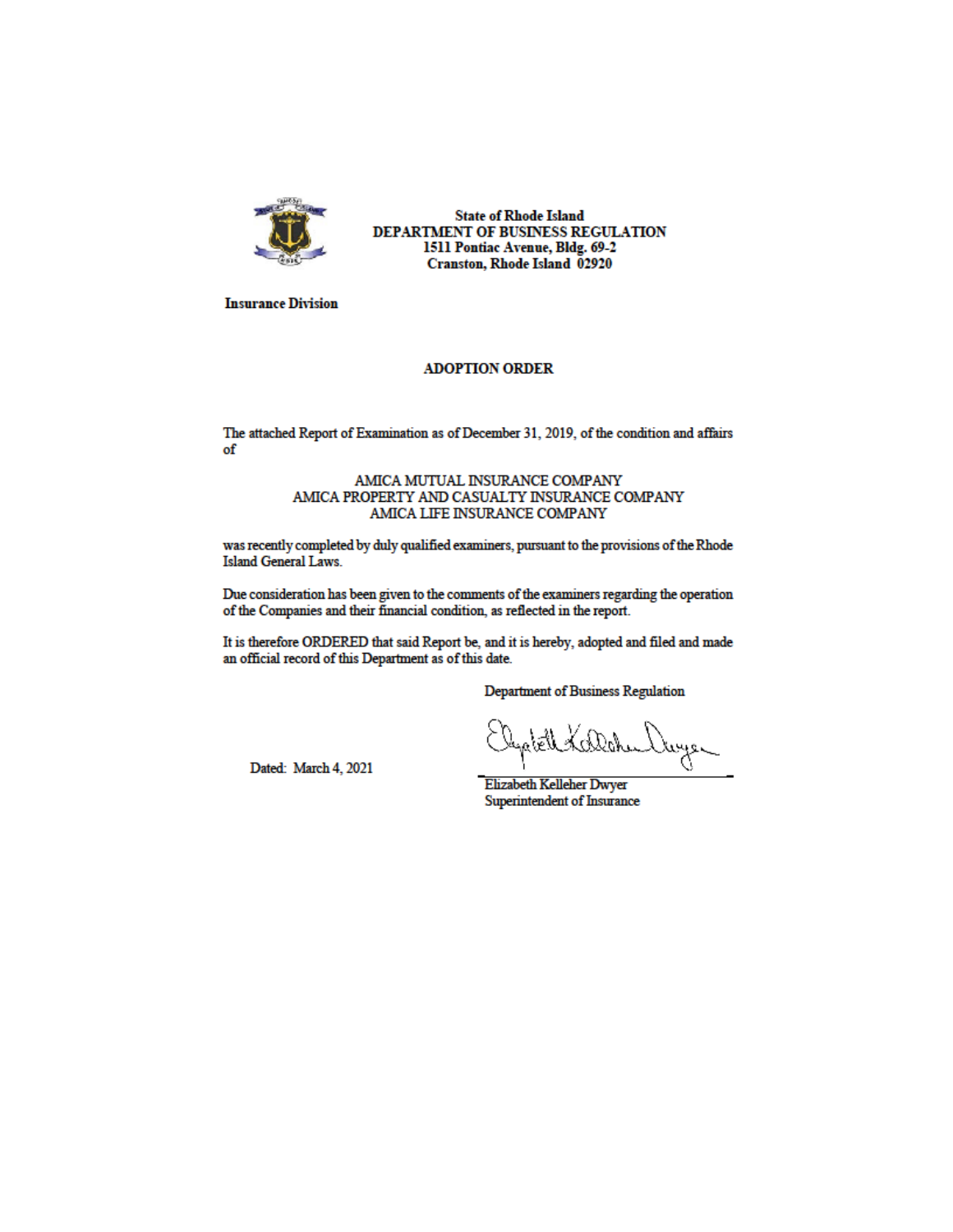**State of Rhode Island**
**DEPARTMENT OF BUSINESS REGULATION**
**1511 Pontiac Avenue, Bldg. 69-2**
**Cranston, Rhode Island 02920**

**Insurance Division**

## ADOPTION ORDER

The attached Report of Examination as of December 31, 2019, of the condition and affairs of

AMICA MUTUAL INSURANCE COMPANY
AMICA PROPERTY AND CASUALTY INSURANCE COMPANY
AMICA LIFE INSURANCE COMPANY

was recently completed by duly qualified examiners, pursuant to the provisions of the Rhode Island General Laws.

Due consideration has been given to the comments of the examiners regarding the operation of the Companies and their financial condition, as reflected in the report.

It is therefore ORDERED that said Report be, and it is hereby, adopted and filed and made an official record of this Department as of this date.

Department of Business Regulation

Dated: March 4, 2021

Elizabeth Kelleher Dwyer
Superintendent of Insurance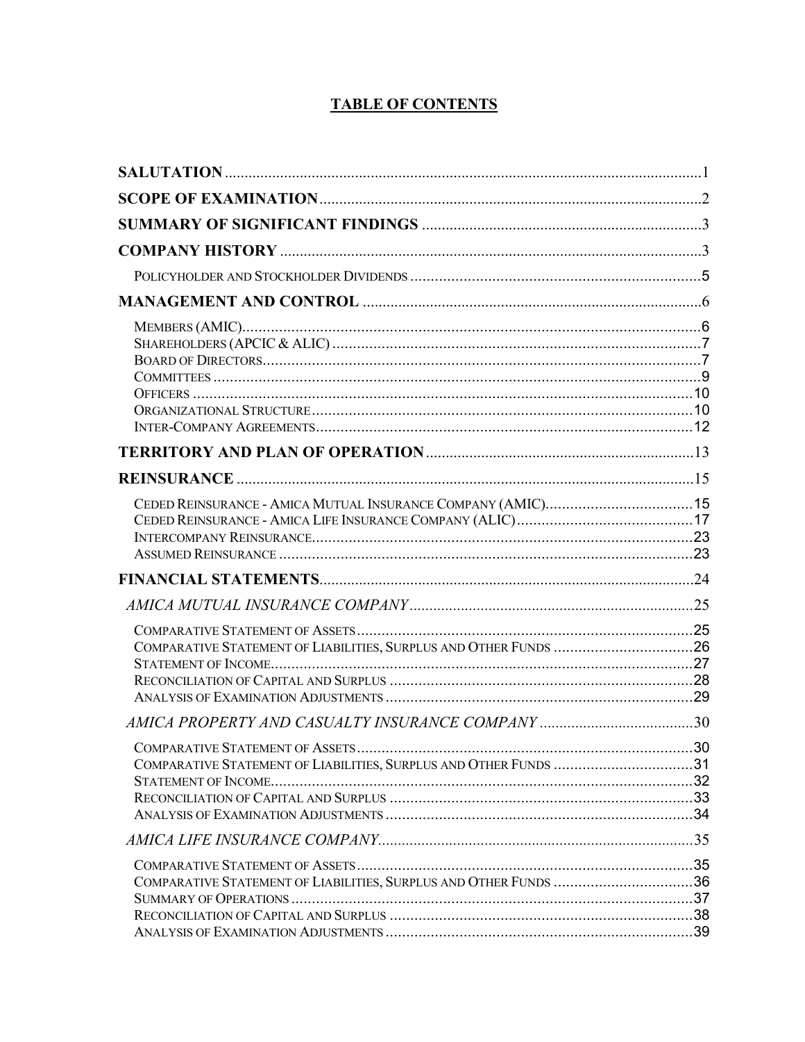# TABLE OF CONTENTS

| | |
|---|---|
| **SALUTATION** | 1 |
| **SCOPE OF EXAMINATION** | 2 |
| **SUMMARY OF SIGNIFICANT FINDINGS** | 3 |
| **COMPANY HISTORY** | 3 |
| Policyholder and Stockholder Dividends | 5 |
| **MANAGEMENT AND CONTROL** | 6 |
| Members (AMIC) | 6 |
| Shareholders (APCIC & ALIC) | 7 |
| Board of Directors | 7 |
| Committees | 9 |
| Officers | 10 |
| Organizational Structure | 10 |
| Inter-Company Agreements | 12 |
| **TERRITORY AND PLAN OF OPERATION** | 13 |
| **REINSURANCE** | 15 |
| Ceded Reinsurance - Amica Mutual Insurance Company (AMIC) | 15 |
| Ceded Reinsurance - Amica Life Insurance Company (ALIC) | 17 |
| Intercompany Reinsurance | 23 |
| Assumed Reinsurance | 23 |
| **FINANCIAL STATEMENTS** | 24 |
| *AMICA MUTUAL INSURANCE COMPANY* | 25 |
| Comparative Statement of Assets | 25 |
| Comparative Statement of Liabilities, Surplus and Other Funds | 26 |
| Statement of Income | 27 |
| Reconciliation of Capital and Surplus | 28 |
| Analysis of Examination Adjustments | 29 |
| *AMICA PROPERTY AND CASUALTY INSURANCE COMPANY* | 30 |
| Comparative Statement of Assets | 30 |
| Comparative Statement of Liabilities, Surplus and Other Funds | 31 |
| Statement of Income | 32 |
| Reconciliation of Capital and Surplus | 33 |
| Analysis of Examination Adjustments | 34 |
| *AMICA LIFE INSURANCE COMPANY* | 35 |
| Comparative Statement of Assets | 35 |
| Comparative Statement of Liabilities, Surplus and Other Funds | 36 |
| Summary of Operations | 37 |
| Reconciliation of Capital and Surplus | 38 |
| Analysis of Examination Adjustments | 39 |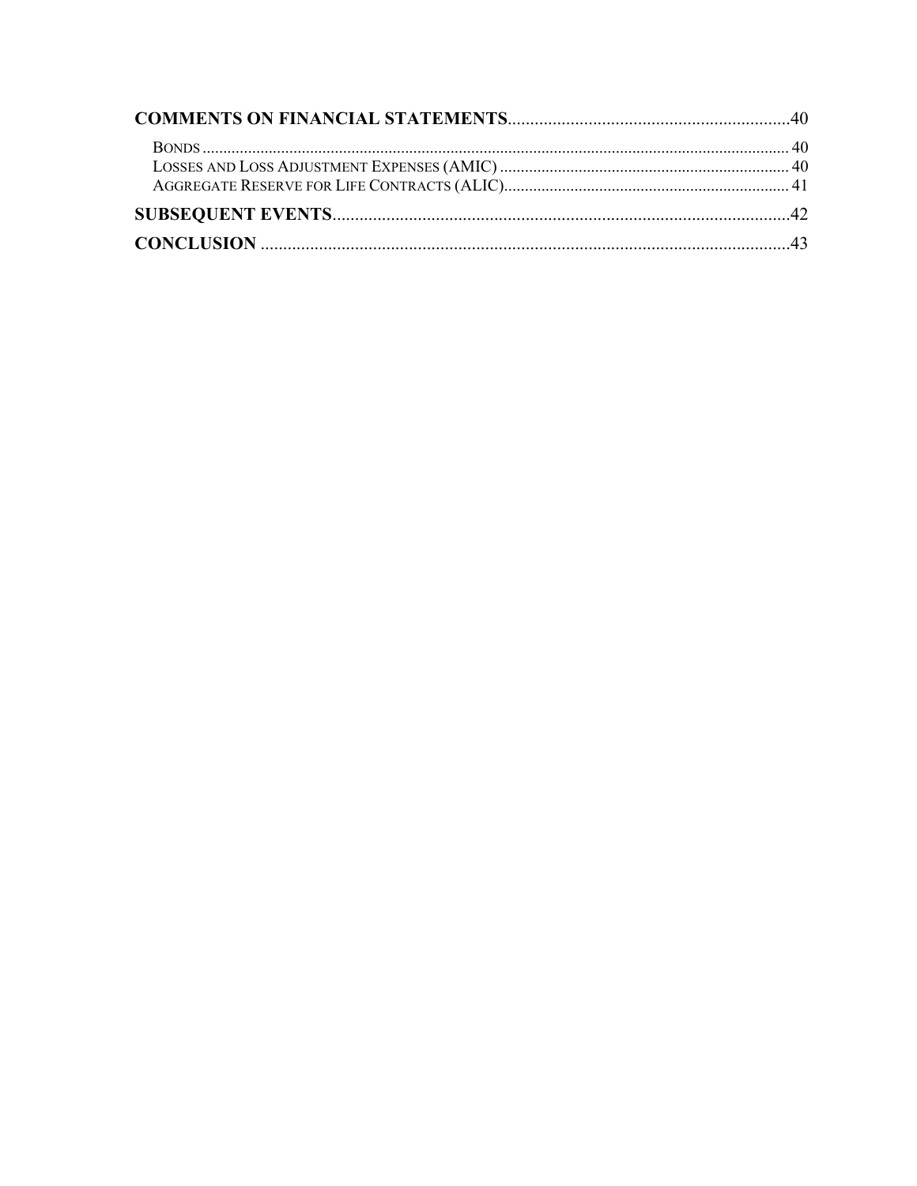**COMMENTS ON FINANCIAL STATEMENTS** ............................................................... 40

- BONDS ............................................................................................................................. 40
- LOSSES AND LOSS ADJUSTMENT EXPENSES (AMIC) ...................................................................... 40
- AGGREGATE RESERVE FOR LIFE CONTRACTS (ALIC) ..................................................................... 41

**SUBSEQUENT EVENTS** ...................................................................................................... 42

**CONCLUSION** ...................................................................................................................... 43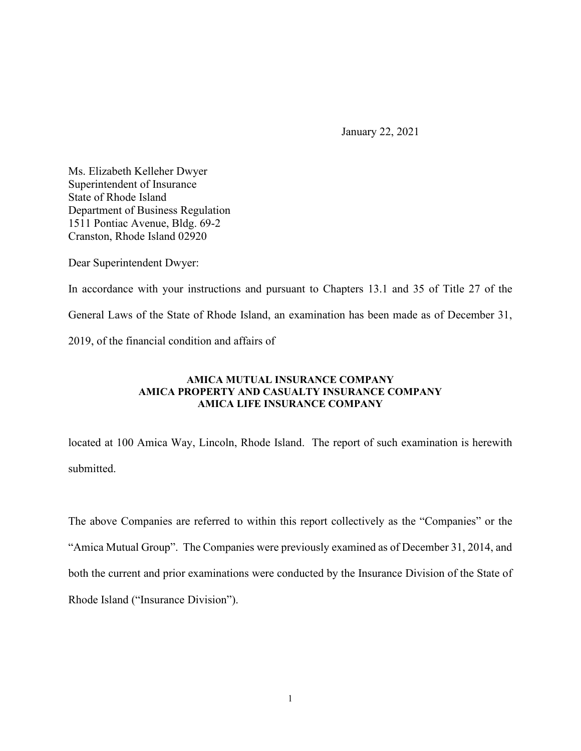January 22, 2021

Ms. Elizabeth Kelleher Dwyer
Superintendent of Insurance
State of Rhode Island
Department of Business Regulation
1511 Pontiac Avenue, Bldg. 69-2
Cranston, Rhode Island 02920

Dear Superintendent Dwyer:

In accordance with your instructions and pursuant to Chapters 13.1 and 35 of Title 27 of the General Laws of the State of Rhode Island, an examination has been made as of December 31, 2019, of the financial condition and affairs of

**AMICA MUTUAL INSURANCE COMPANY**
**AMICA PROPERTY AND CASUALTY INSURANCE COMPANY**
**AMICA LIFE INSURANCE COMPANY**

located at 100 Amica Way, Lincoln, Rhode Island. The report of such examination is herewith submitted.

The above Companies are referred to within this report collectively as the "Companies" or the "Amica Mutual Group". The Companies were previously examined as of December 31, 2014, and both the current and prior examinations were conducted by the Insurance Division of the State of Rhode Island ("Insurance Division").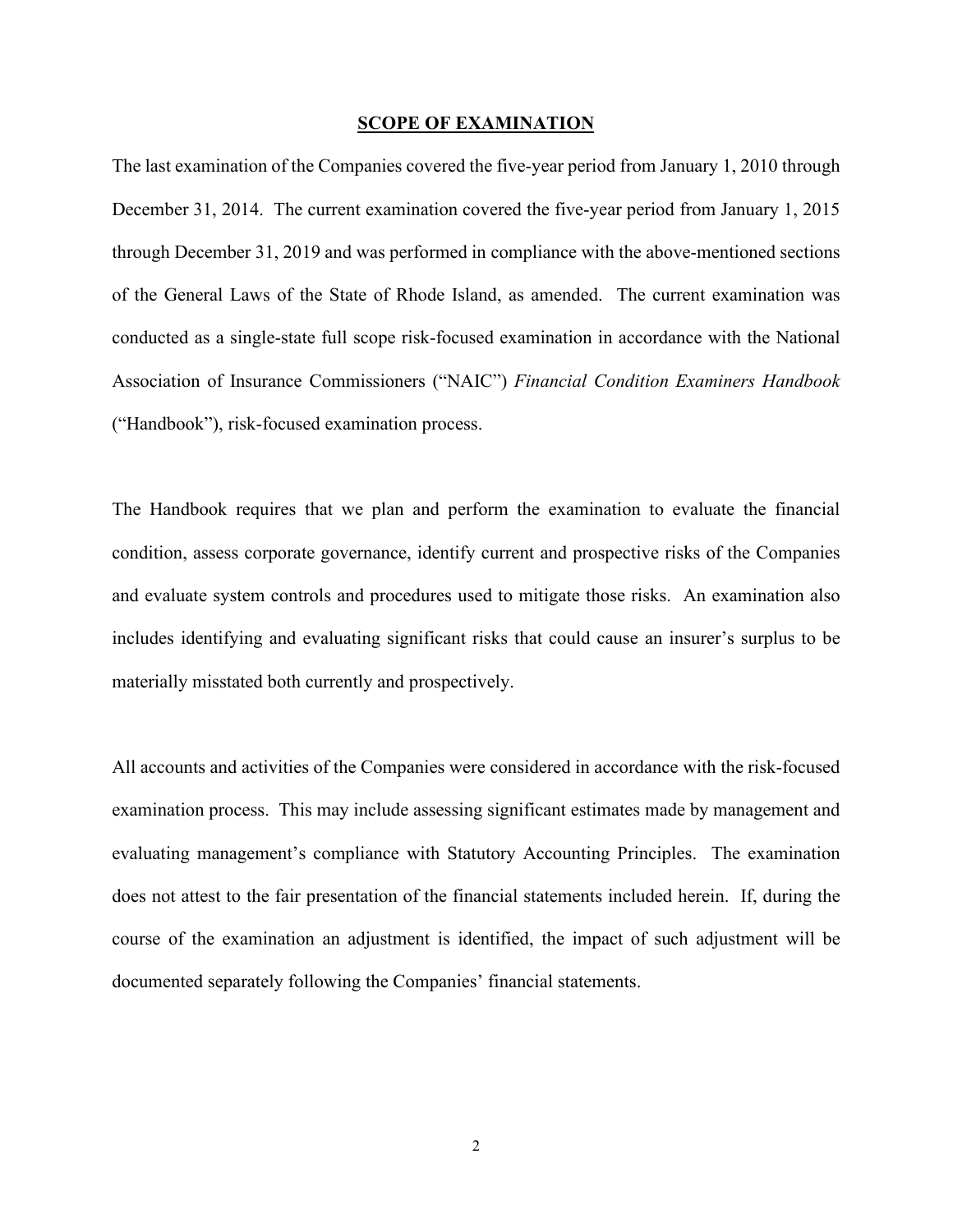## SCOPE OF EXAMINATION

The last examination of the Companies covered the five-year period from January 1, 2010 through December 31, 2014. The current examination covered the five-year period from January 1, 2015 through December 31, 2019 and was performed in compliance with the above-mentioned sections of the General Laws of the State of Rhode Island, as amended. The current examination was conducted as a single-state full scope risk-focused examination in accordance with the National Association of Insurance Commissioners ("NAIC") *Financial Condition Examiners Handbook* ("Handbook"), risk-focused examination process.

The Handbook requires that we plan and perform the examination to evaluate the financial condition, assess corporate governance, identify current and prospective risks of the Companies and evaluate system controls and procedures used to mitigate those risks. An examination also includes identifying and evaluating significant risks that could cause an insurer's surplus to be materially misstated both currently and prospectively.

All accounts and activities of the Companies were considered in accordance with the risk-focused examination process. This may include assessing significant estimates made by management and evaluating management's compliance with Statutory Accounting Principles. The examination does not attest to the fair presentation of the financial statements included herein. If, during the course of the examination an adjustment is identified, the impact of such adjustment will be documented separately following the Companies' financial statements.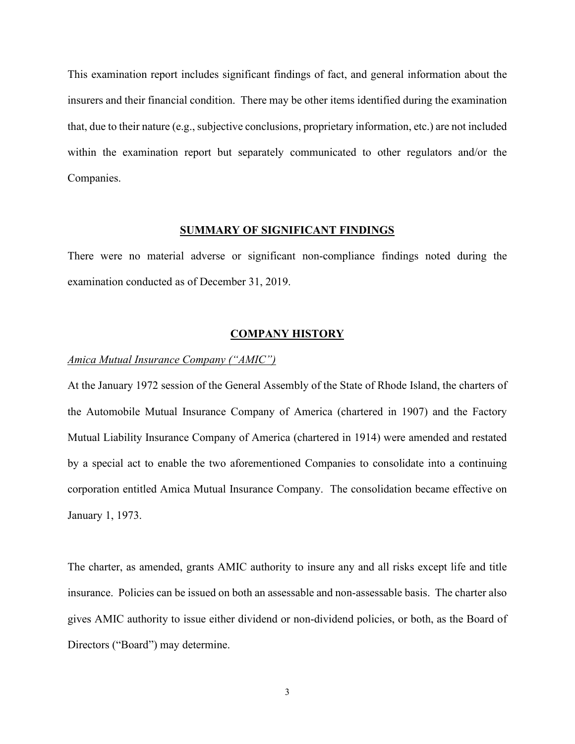This examination report includes significant findings of fact, and general information about the insurers and their financial condition. There may be other items identified during the examination that, due to their nature (e.g., subjective conclusions, proprietary information, etc.) are not included within the examination report but separately communicated to other regulators and/or the Companies.

## SUMMARY OF SIGNIFICANT FINDINGS

There were no material adverse or significant non-compliance findings noted during the examination conducted as of December 31, 2019.

## COMPANY HISTORY

*Amica Mutual Insurance Company ("AMIC")*

At the January 1972 session of the General Assembly of the State of Rhode Island, the charters of the Automobile Mutual Insurance Company of America (chartered in 1907) and the Factory Mutual Liability Insurance Company of America (chartered in 1914) were amended and restated by a special act to enable the two aforementioned Companies to consolidate into a continuing corporation entitled Amica Mutual Insurance Company. The consolidation became effective on January 1, 1973.

The charter, as amended, grants AMIC authority to insure any and all risks except life and title insurance. Policies can be issued on both an assessable and non-assessable basis. The charter also gives AMIC authority to issue either dividend or non-dividend policies, or both, as the Board of Directors ("Board") may determine.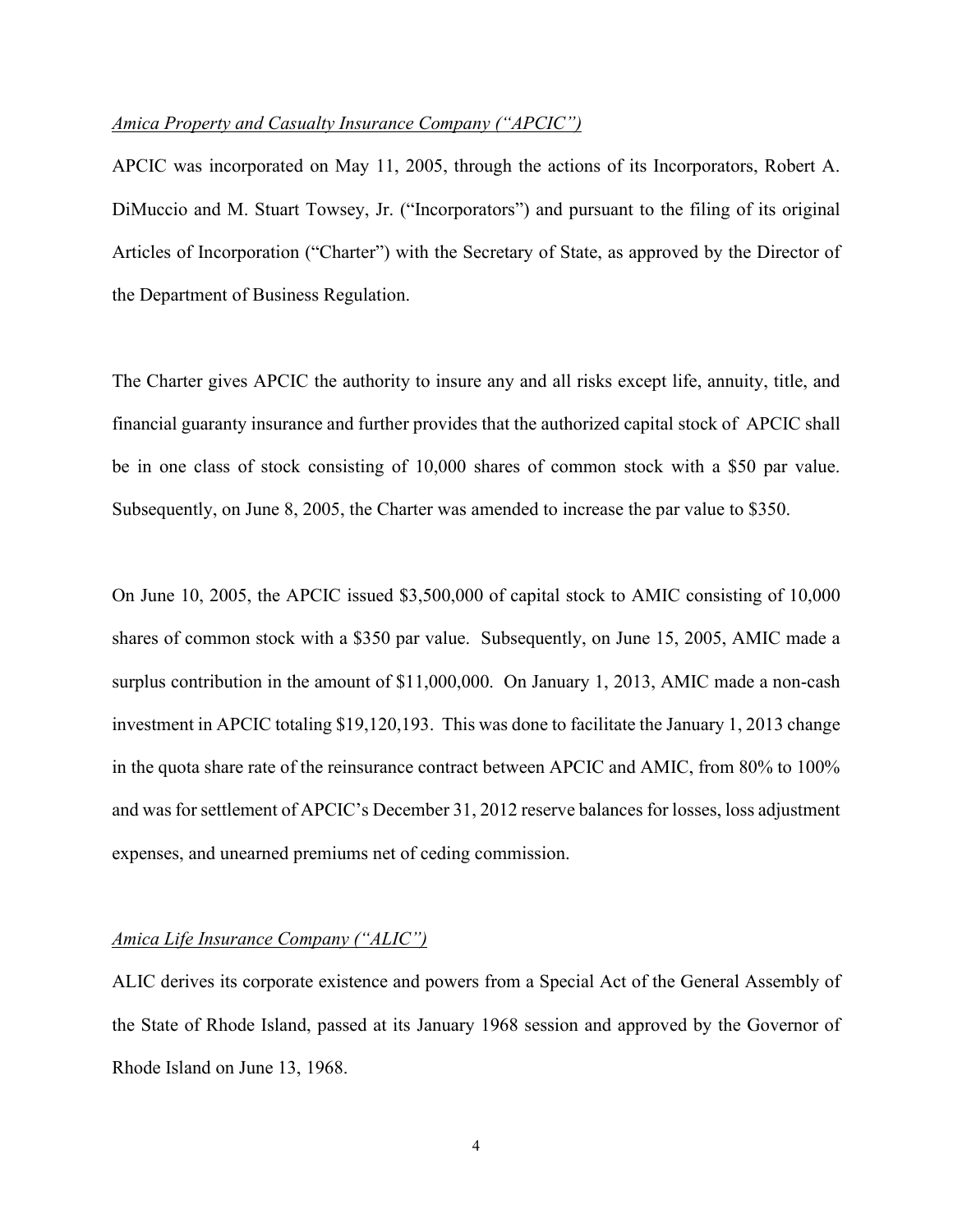*Amica Property and Casualty Insurance Company (“APCIC”)*

APCIC was incorporated on May 11, 2005, through the actions of its Incorporators, Robert A. DiMuccio and M. Stuart Towsey, Jr. (“Incorporators”) and pursuant to the filing of its original Articles of Incorporation (“Charter”) with the Secretary of State, as approved by the Director of the Department of Business Regulation.

The Charter gives APCIC the authority to insure any and all risks except life, annuity, title, and financial guaranty insurance and further provides that the authorized capital stock of APCIC shall be in one class of stock consisting of 10,000 shares of common stock with a $50 par value. Subsequently, on June 8, 2005, the Charter was amended to increase the par value to $350.

On June 10, 2005, the APCIC issued $3,500,000 of capital stock to AMIC consisting of 10,000 shares of common stock with a $350 par value. Subsequently, on June 15, 2005, AMIC made a surplus contribution in the amount of $11,000,000. On January 1, 2013, AMIC made a non-cash investment in APCIC totaling $19,120,193. This was done to facilitate the January 1, 2013 change in the quota share rate of the reinsurance contract between APCIC and AMIC, from 80% to 100% and was for settlement of APCIC’s December 31, 2012 reserve balances for losses, loss adjustment expenses, and unearned premiums net of ceding commission.

*Amica Life Insurance Company (“ALIC”)*

ALIC derives its corporate existence and powers from a Special Act of the General Assembly of the State of Rhode Island, passed at its January 1968 session and approved by the Governor of Rhode Island on June 13, 1968.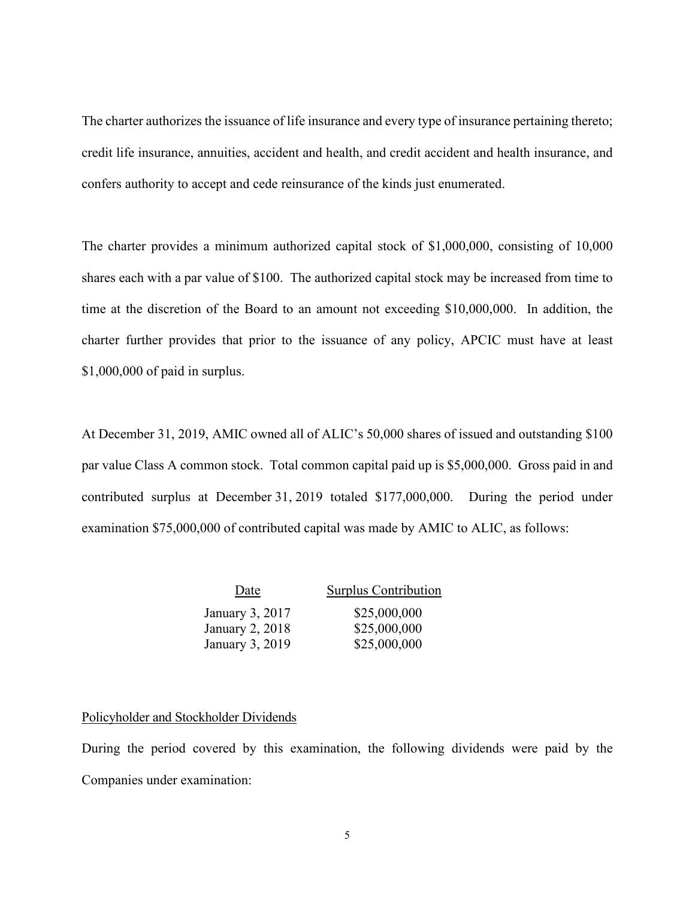The charter authorizes the issuance of life insurance and every type of insurance pertaining thereto; credit life insurance, annuities, accident and health, and credit accident and health insurance, and confers authority to accept and cede reinsurance of the kinds just enumerated.

The charter provides a minimum authorized capital stock of $1,000,000, consisting of 10,000 shares each with a par value of $100. The authorized capital stock may be increased from time to time at the discretion of the Board to an amount not exceeding $10,000,000. In addition, the charter further provides that prior to the issuance of any policy, APCIC must have at least $1,000,000 of paid in surplus.

At December 31, 2019, AMIC owned all of ALIC's 50,000 shares of issued and outstanding $100 par value Class A common stock. Total common capital paid up is $5,000,000. Gross paid in and contributed surplus at December 31, 2019 totaled $177,000,000. During the period under examination $75,000,000 of contributed capital was made by AMIC to ALIC, as follows:

| Date | Surplus Contribution |
|---|---|
| January 3, 2017 | $25,000,000 |
| January 2, 2018 | $25,000,000 |
| January 3, 2019 | $25,000,000 |

Policyholder and Stockholder Dividends

During the period covered by this examination, the following dividends were paid by the Companies under examination: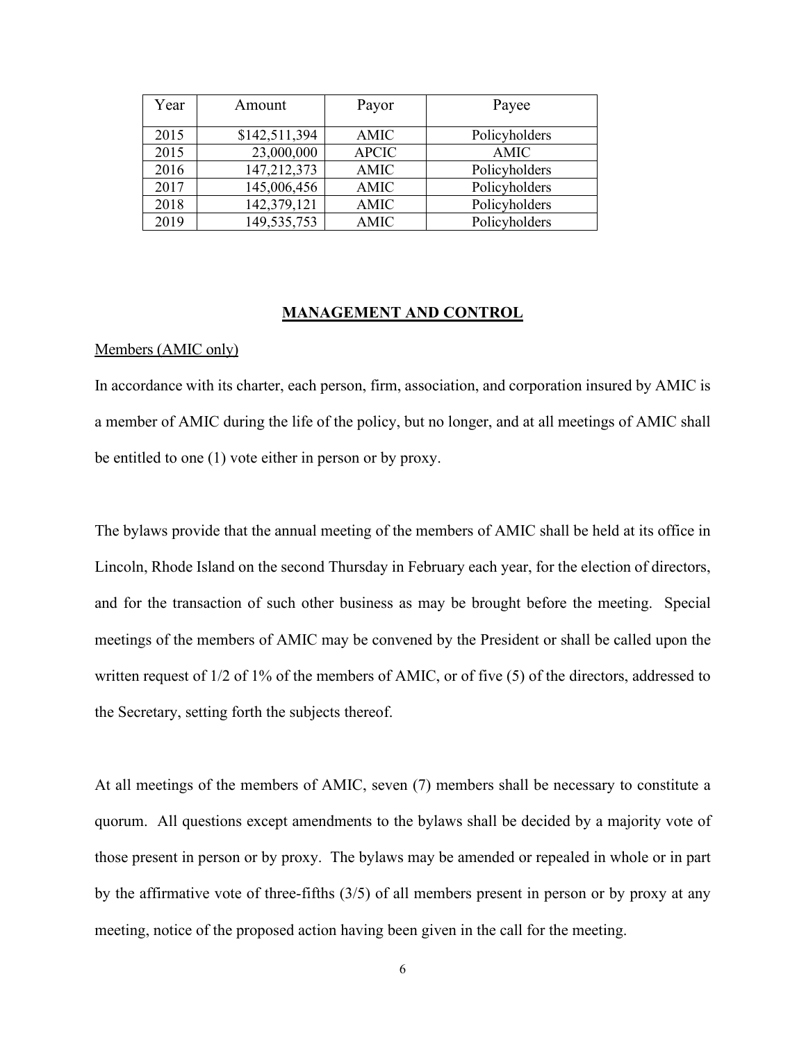| Year | Amount | Payor | Payee |
|---|---|---|---|
| 2015 | $142,511,394 | AMIC | Policyholders |
| 2015 | 23,000,000 | APCIC | AMIC |
| 2016 | 147,212,373 | AMIC | Policyholders |
| 2017 | 145,006,456 | AMIC | Policyholders |
| 2018 | 142,379,121 | AMIC | Policyholders |
| 2019 | 149,535,753 | AMIC | Policyholders |

## MANAGEMENT AND CONTROL

Members (AMIC only)

In accordance with its charter, each person, firm, association, and corporation insured by AMIC is a member of AMIC during the life of the policy, but no longer, and at all meetings of AMIC shall be entitled to one (1) vote either in person or by proxy.

The bylaws provide that the annual meeting of the members of AMIC shall be held at its office in Lincoln, Rhode Island on the second Thursday in February each year, for the election of directors, and for the transaction of such other business as may be brought before the meeting. Special meetings of the members of AMIC may be convened by the President or shall be called upon the written request of 1/2 of 1% of the members of AMIC, or of five (5) of the directors, addressed to the Secretary, setting forth the subjects thereof.

At all meetings of the members of AMIC, seven (7) members shall be necessary to constitute a quorum. All questions except amendments to the bylaws shall be decided by a majority vote of those present in person or by proxy. The bylaws may be amended or repealed in whole or in part by the affirmative vote of three-fifths (3/5) of all members present in person or by proxy at any meeting, notice of the proposed action having been given in the call for the meeting.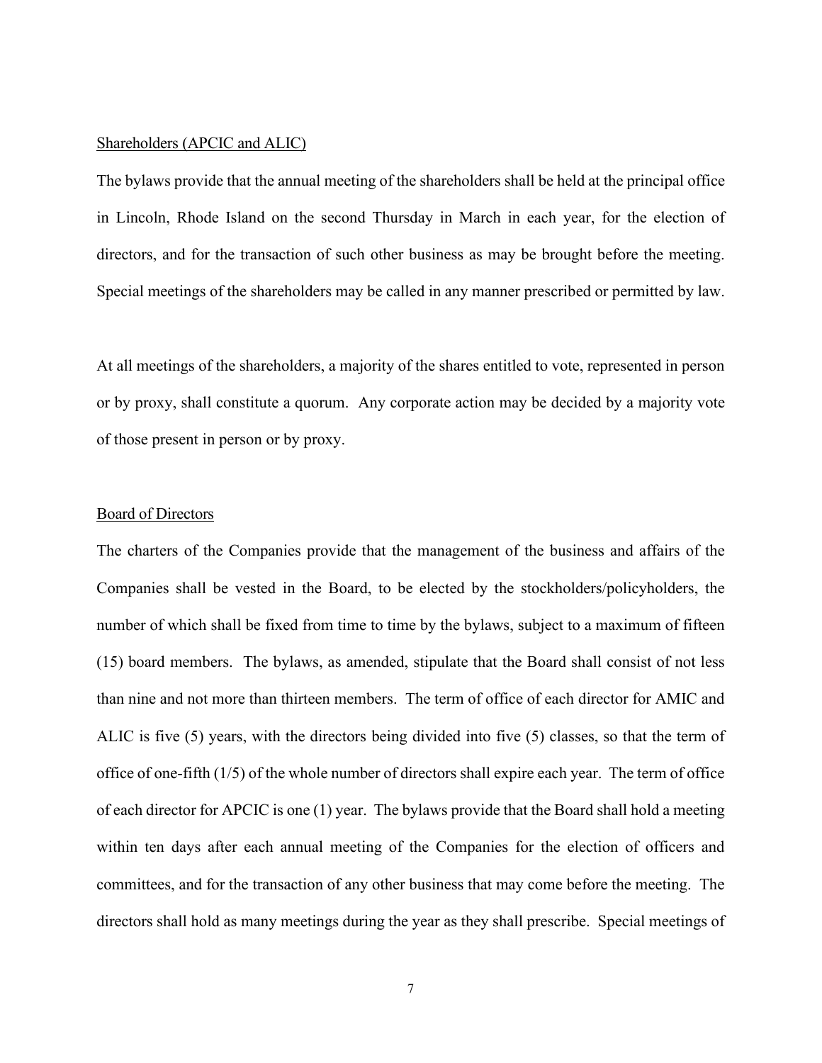<u>Shareholders (APCIC and ALIC)</u>

The bylaws provide that the annual meeting of the shareholders shall be held at the principal office in Lincoln, Rhode Island on the second Thursday in March in each year, for the election of directors, and for the transaction of such other business as may be brought before the meeting. Special meetings of the shareholders may be called in any manner prescribed or permitted by law.

At all meetings of the shareholders, a majority of the shares entitled to vote, represented in person or by proxy, shall constitute a quorum. Any corporate action may be decided by a majority vote of those present in person or by proxy.

<u>Board of Directors</u>

The charters of the Companies provide that the management of the business and affairs of the Companies shall be vested in the Board, to be elected by the stockholders/policyholders, the number of which shall be fixed from time to time by the bylaws, subject to a maximum of fifteen (15) board members. The bylaws, as amended, stipulate that the Board shall consist of not less than nine and not more than thirteen members. The term of office of each director for AMIC and ALIC is five (5) years, with the directors being divided into five (5) classes, so that the term of office of one-fifth (1/5) of the whole number of directors shall expire each year. The term of office of each director for APCIC is one (1) year. The bylaws provide that the Board shall hold a meeting within ten days after each annual meeting of the Companies for the election of officers and committees, and for the transaction of any other business that may come before the meeting. The directors shall hold as many meetings during the year as they shall prescribe. Special meetings of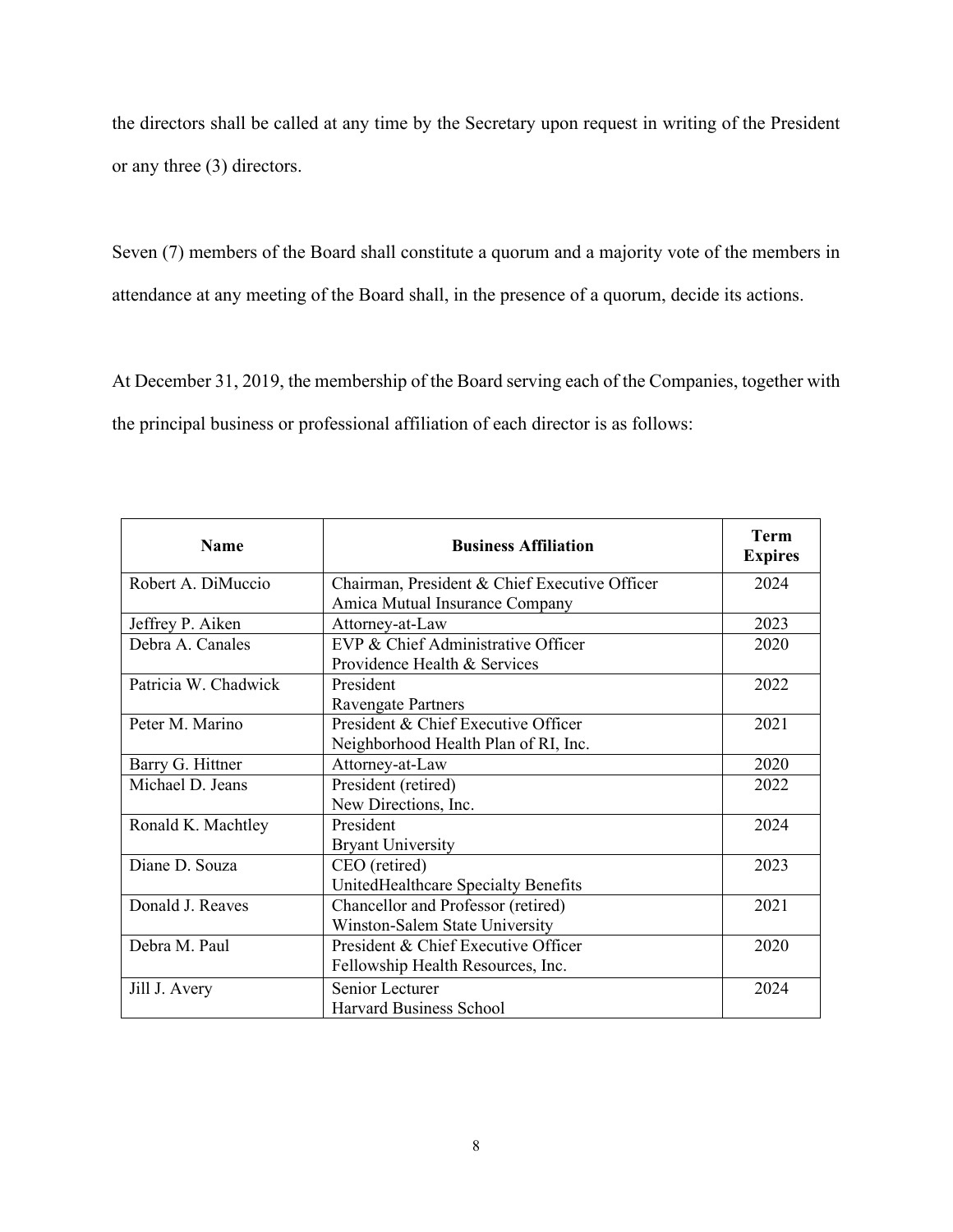the directors shall be called at any time by the Secretary upon request in writing of the President or any three (3) directors.

Seven (7) members of the Board shall constitute a quorum and a majority vote of the members in attendance at any meeting of the Board shall, in the presence of a quorum, decide its actions.

At December 31, 2019, the membership of the Board serving each of the Companies, together with the principal business or professional affiliation of each director is as follows:

| Name | Business Affiliation | Term Expires |
|---|---|---|
| Robert A. DiMuccio | Chairman, President & Chief Executive Officer<br>Amica Mutual Insurance Company | 2024 |
| Jeffrey P. Aiken | Attorney-at-Law | 2023 |
| Debra A. Canales | EVP & Chief Administrative Officer<br>Providence Health & Services | 2020 |
| Patricia W. Chadwick | President<br>Ravengate Partners | 2022 |
| Peter M. Marino | President & Chief Executive Officer<br>Neighborhood Health Plan of RI, Inc. | 2021 |
| Barry G. Hittner | Attorney-at-Law | 2020 |
| Michael D. Jeans | President (retired)<br>New Directions, Inc. | 2022 |
| Ronald K. Machtley | President<br>Bryant University | 2024 |
| Diane D. Souza | CEO (retired)<br>UnitedHealthcare Specialty Benefits | 2023 |
| Donald J. Reaves | Chancellor and Professor (retired)<br>Winston-Salem State University | 2021 |
| Debra M. Paul | President & Chief Executive Officer<br>Fellowship Health Resources, Inc. | 2020 |
| Jill J. Avery | Senior Lecturer<br>Harvard Business School | 2024 |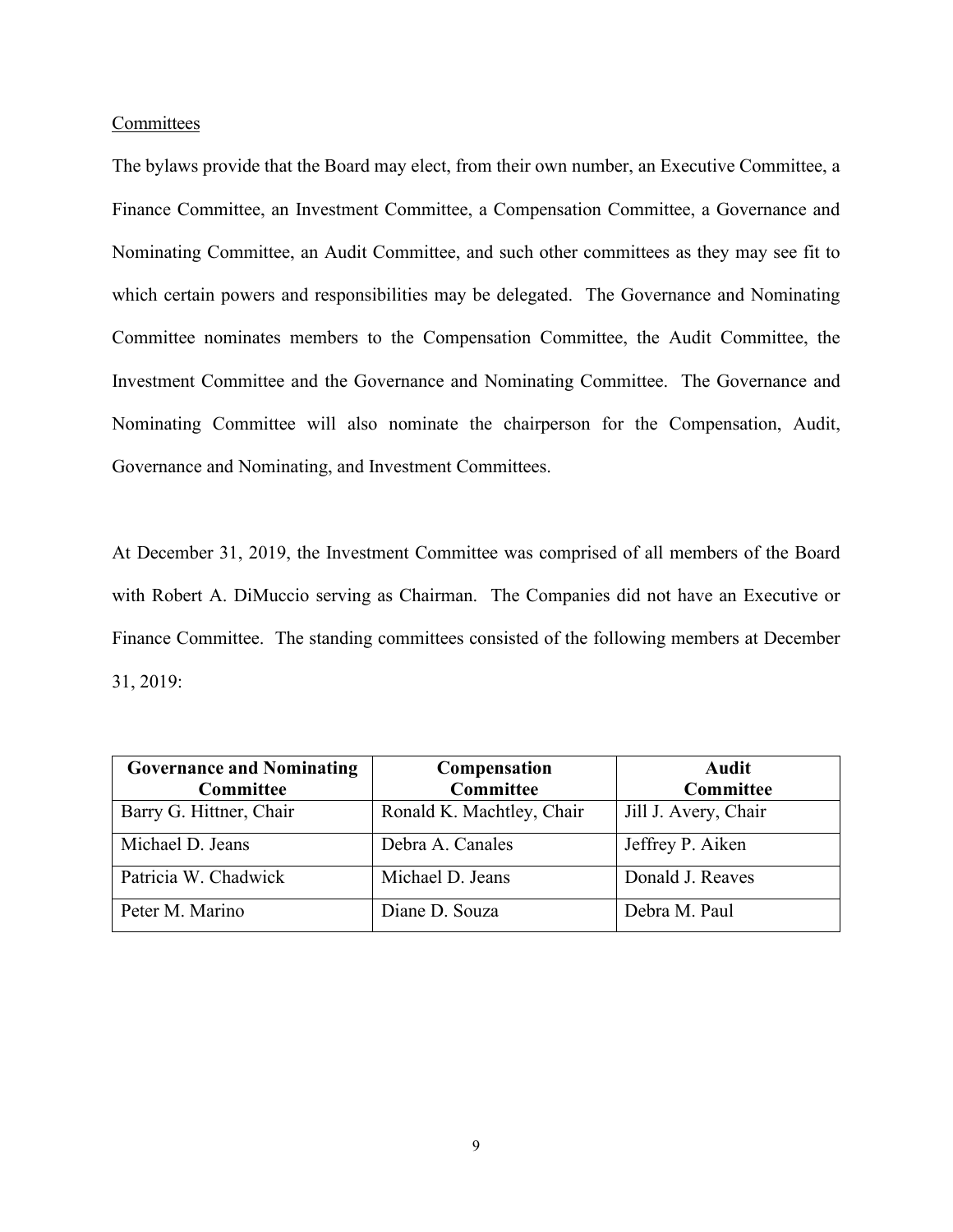<u>Committees</u>

The bylaws provide that the Board may elect, from their own number, an Executive Committee, a Finance Committee, an Investment Committee, a Compensation Committee, a Governance and Nominating Committee, an Audit Committee, and such other committees as they may see fit to which certain powers and responsibilities may be delegated. The Governance and Nominating Committee nominates members to the Compensation Committee, the Audit Committee, the Investment Committee and the Governance and Nominating Committee. The Governance and Nominating Committee will also nominate the chairperson for the Compensation, Audit, Governance and Nominating, and Investment Committees.

At December 31, 2019, the Investment Committee was comprised of all members of the Board with Robert A. DiMuccio serving as Chairman. The Companies did not have an Executive or Finance Committee. The standing committees consisted of the following members at December 31, 2019:

| Governance and Nominating Committee | Compensation Committee | Audit Committee |
| --- | --- | --- |
| Barry G. Hittner, Chair | Ronald K. Machtley, Chair | Jill J. Avery, Chair |
| Michael D. Jeans | Debra A. Canales | Jeffrey P. Aiken |
| Patricia W. Chadwick | Michael D. Jeans | Donald J. Reaves |
| Peter M. Marino | Diane D. Souza | Debra M. Paul |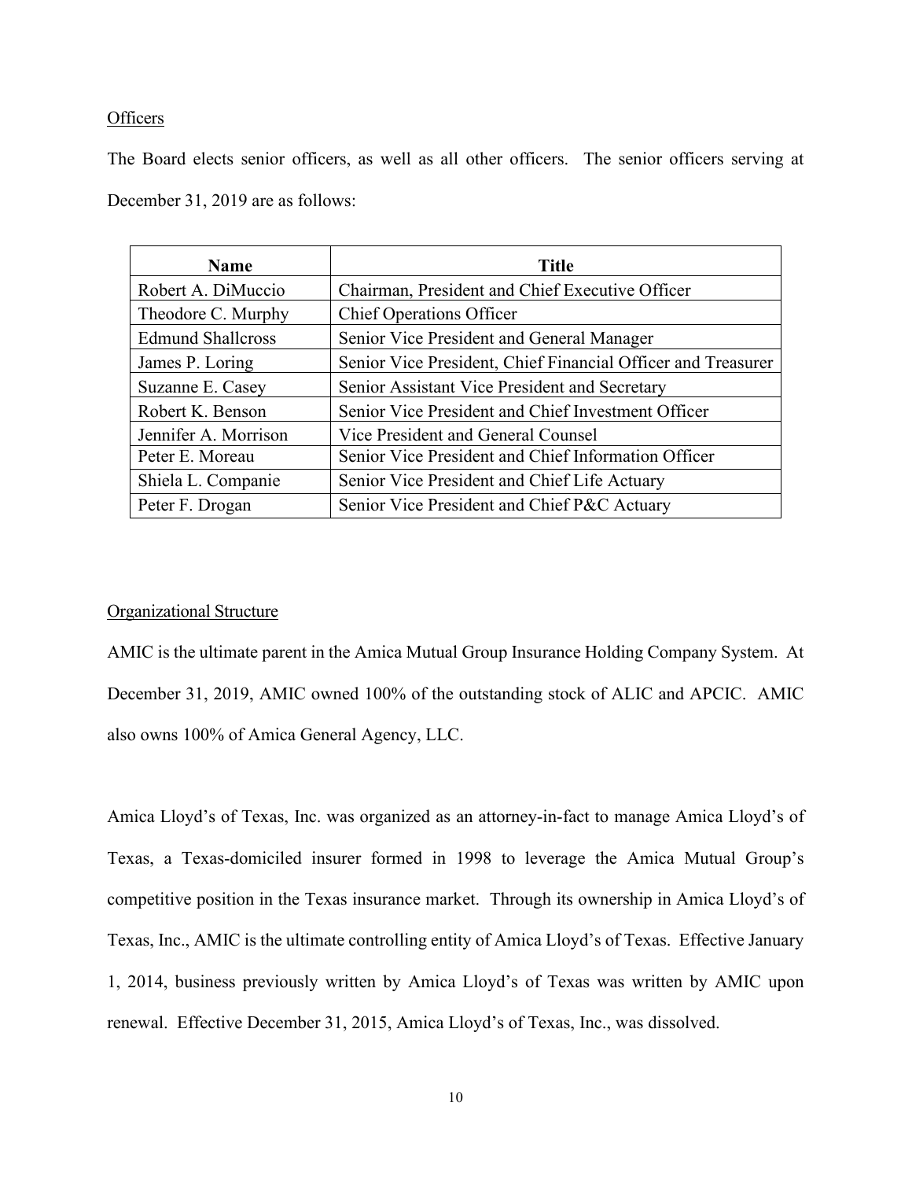### Officers

The Board elects senior officers, as well as all other officers. The senior officers serving at December 31, 2019 are as follows:

| Name | Title |
|---|---|
| Robert A. DiMuccio | Chairman, President and Chief Executive Officer |
| Theodore C. Murphy | Chief Operations Officer |
| Edmund Shallcross | Senior Vice President and General Manager |
| James P. Loring | Senior Vice President, Chief Financial Officer and Treasurer |
| Suzanne E. Casey | Senior Assistant Vice President and Secretary |
| Robert K. Benson | Senior Vice President and Chief Investment Officer |
| Jennifer A. Morrison | Vice President and General Counsel |
| Peter E. Moreau | Senior Vice President and Chief Information Officer |
| Shiela L. Companie | Senior Vice President and Chief Life Actuary |
| Peter F. Drogan | Senior Vice President and Chief P&C Actuary |

### Organizational Structure

AMIC is the ultimate parent in the Amica Mutual Group Insurance Holding Company System. At December 31, 2019, AMIC owned 100% of the outstanding stock of ALIC and APCIC. AMIC also owns 100% of Amica General Agency, LLC.

Amica Lloyd's of Texas, Inc. was organized as an attorney-in-fact to manage Amica Lloyd's of Texas, a Texas-domiciled insurer formed in 1998 to leverage the Amica Mutual Group's competitive position in the Texas insurance market. Through its ownership in Amica Lloyd's of Texas, Inc., AMIC is the ultimate controlling entity of Amica Lloyd's of Texas. Effective January 1, 2014, business previously written by Amica Lloyd's of Texas was written by AMIC upon renewal. Effective December 31, 2015, Amica Lloyd's of Texas, Inc., was dissolved.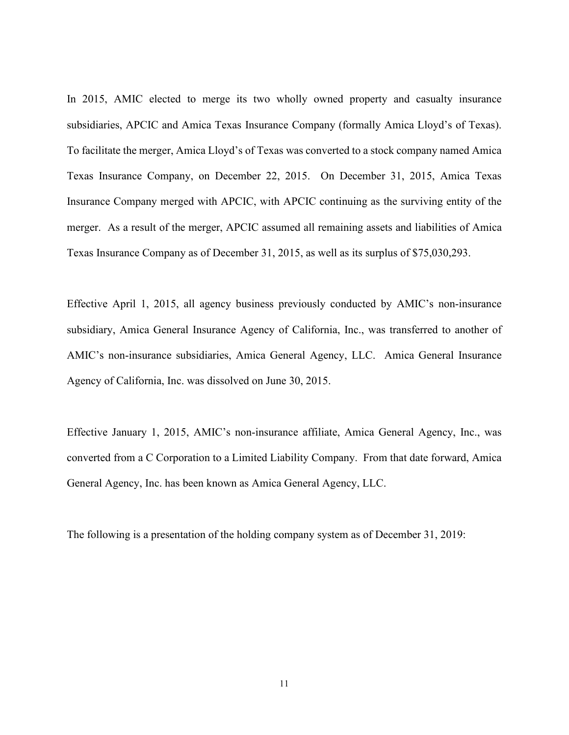In 2015, AMIC elected to merge its two wholly owned property and casualty insurance subsidiaries, APCIC and Amica Texas Insurance Company (formally Amica Lloyd's of Texas). To facilitate the merger, Amica Lloyd's of Texas was converted to a stock company named Amica Texas Insurance Company, on December 22, 2015. On December 31, 2015, Amica Texas Insurance Company merged with APCIC, with APCIC continuing as the surviving entity of the merger. As a result of the merger, APCIC assumed all remaining assets and liabilities of Amica Texas Insurance Company as of December 31, 2015, as well as its surplus of $75,030,293.

Effective April 1, 2015, all agency business previously conducted by AMIC's non-insurance subsidiary, Amica General Insurance Agency of California, Inc., was transferred to another of AMIC's non-insurance subsidiaries, Amica General Agency, LLC. Amica General Insurance Agency of California, Inc. was dissolved on June 30, 2015.

Effective January 1, 2015, AMIC's non-insurance affiliate, Amica General Agency, Inc., was converted from a C Corporation to a Limited Liability Company. From that date forward, Amica General Agency, Inc. has been known as Amica General Agency, LLC.

The following is a presentation of the holding company system as of December 31, 2019: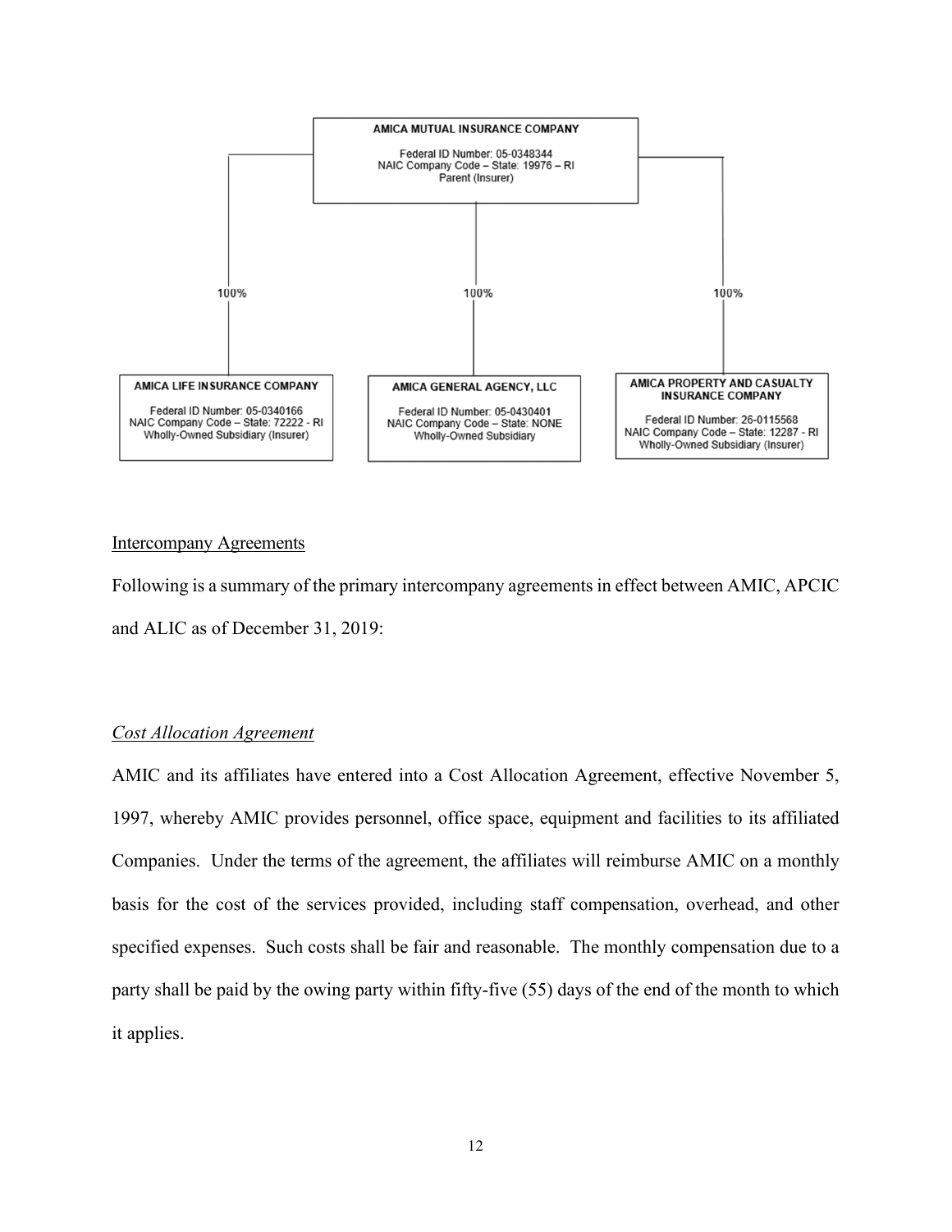AMICA MUTUAL INSURANCE COMPANY

Federal ID Number: 05-0348344
NAIC Company Code – State: 19976 – RI
Parent (Insurer)

| 100% | 100% | 100% |
|---|---|---|
| **AMICA LIFE INSURANCE COMPANY**<br>Federal ID Number: 05-0340166<br>NAIC Company Code – State: 72222 - RI<br>Wholly-Owned Subsidiary (Insurer) | **AMICA GENERAL AGENCY, LLC**<br>Federal ID Number: 05-0430401<br>NAIC Company Code – State: NONE<br>Wholly-Owned Subsidiary | **AMICA PROPERTY AND CASUALTY INSURANCE COMPANY**<br>Federal ID Number: 26-0115568<br>NAIC Company Code – State: 12287 - RI<br>Wholly-Owned Subsidiary (Insurer) |

Intercompany Agreements

Following is a summary of the primary intercompany agreements in effect between AMIC, APCIC and ALIC as of December 31, 2019:

*Cost Allocation Agreement*

AMIC and its affiliates have entered into a Cost Allocation Agreement, effective November 5, 1997, whereby AMIC provides personnel, office space, equipment and facilities to its affiliated Companies. Under the terms of the agreement, the affiliates will reimburse AMIC on a monthly basis for the cost of the services provided, including staff compensation, overhead, and other specified expenses. Such costs shall be fair and reasonable. The monthly compensation due to a party shall be paid by the owing party within fifty-five (55) days of the end of the month to which it applies.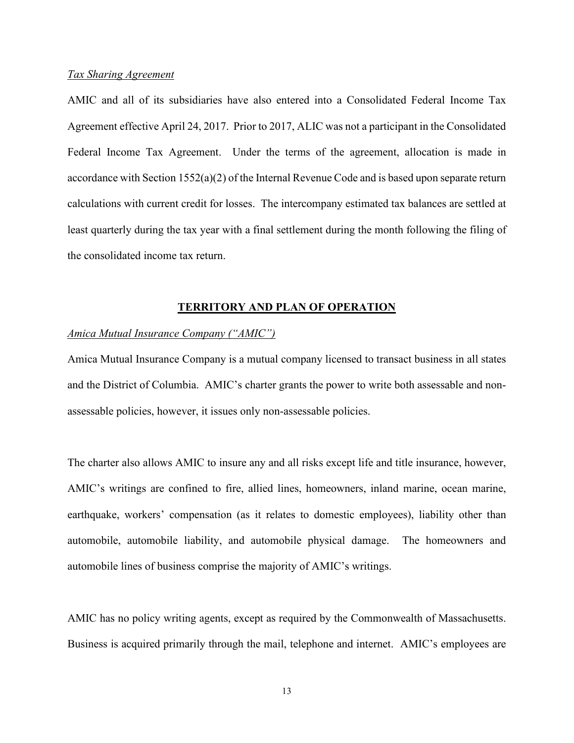*Tax Sharing Agreement*

AMIC and all of its subsidiaries have also entered into a Consolidated Federal Income Tax Agreement effective April 24, 2017. Prior to 2017, ALIC was not a participant in the Consolidated Federal Income Tax Agreement. Under the terms of the agreement, allocation is made in accordance with Section 1552(a)(2) of the Internal Revenue Code and is based upon separate return calculations with current credit for losses. The intercompany estimated tax balances are settled at least quarterly during the tax year with a final settlement during the month following the filing of the consolidated income tax return.

## TERRITORY AND PLAN OF OPERATION

*Amica Mutual Insurance Company ("AMIC")*

Amica Mutual Insurance Company is a mutual company licensed to transact business in all states and the District of Columbia. AMIC's charter grants the power to write both assessable and non-assessable policies, however, it issues only non-assessable policies.

The charter also allows AMIC to insure any and all risks except life and title insurance, however, AMIC's writings are confined to fire, allied lines, homeowners, inland marine, ocean marine, earthquake, workers' compensation (as it relates to domestic employees), liability other than automobile, automobile liability, and automobile physical damage. The homeowners and automobile lines of business comprise the majority of AMIC's writings.

AMIC has no policy writing agents, except as required by the Commonwealth of Massachusetts. Business is acquired primarily through the mail, telephone and internet. AMIC's employees are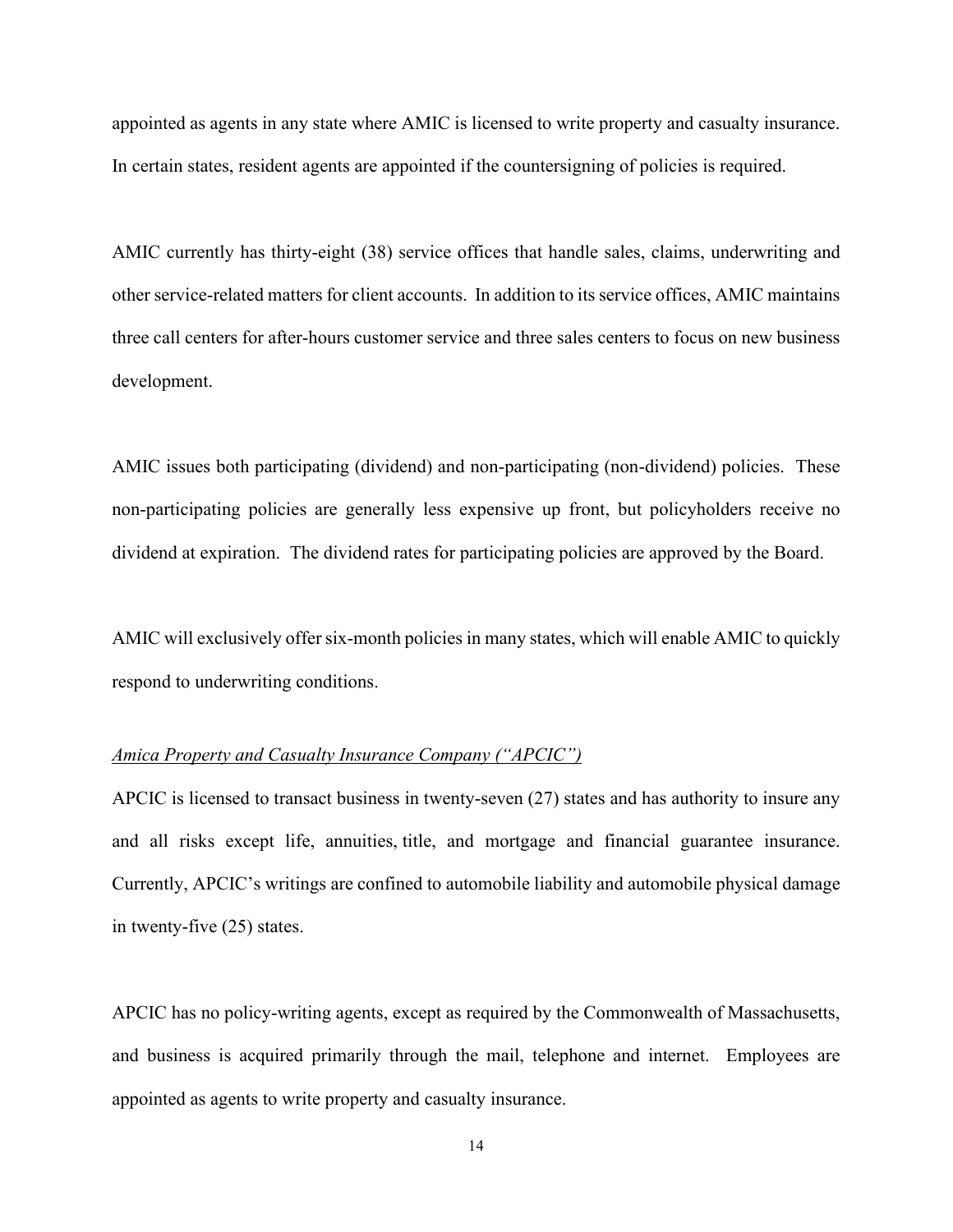appointed as agents in any state where AMIC is licensed to write property and casualty insurance. In certain states, resident agents are appointed if the countersigning of policies is required.

AMIC currently has thirty-eight (38) service offices that handle sales, claims, underwriting and other service-related matters for client accounts. In addition to its service offices, AMIC maintains three call centers for after-hours customer service and three sales centers to focus on new business development.

AMIC issues both participating (dividend) and non-participating (non-dividend) policies. These non-participating policies are generally less expensive up front, but policyholders receive no dividend at expiration. The dividend rates for participating policies are approved by the Board.

AMIC will exclusively offer six-month policies in many states, which will enable AMIC to quickly respond to underwriting conditions.

*Amica Property and Casualty Insurance Company ("APCIC")*

APCIC is licensed to transact business in twenty-seven (27) states and has authority to insure any and all risks except life, annuities, title, and mortgage and financial guarantee insurance. Currently, APCIC's writings are confined to automobile liability and automobile physical damage in twenty-five (25) states.

APCIC has no policy-writing agents, except as required by the Commonwealth of Massachusetts, and business is acquired primarily through the mail, telephone and internet. Employees are appointed as agents to write property and casualty insurance.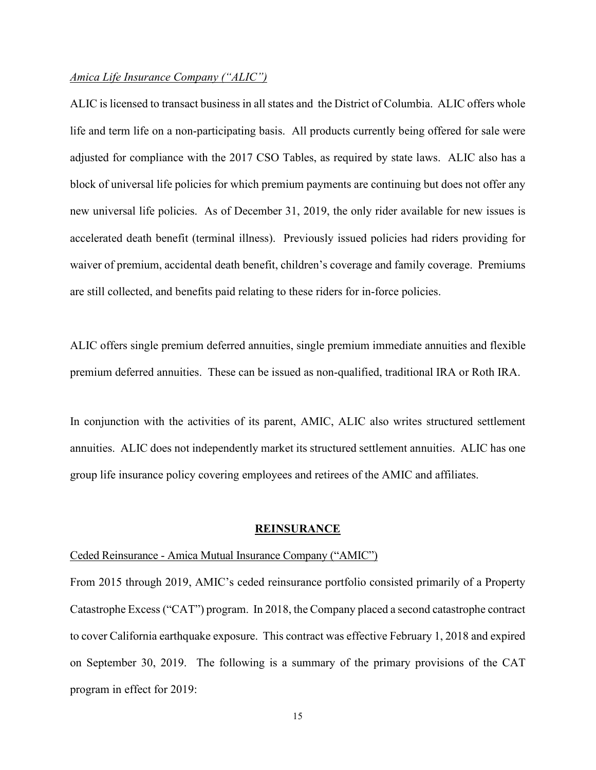*Amica Life Insurance Company ("ALIC")*

ALIC is licensed to transact business in all states and the District of Columbia. ALIC offers whole life and term life on a non-participating basis. All products currently being offered for sale were adjusted for compliance with the 2017 CSO Tables, as required by state laws. ALIC also has a block of universal life policies for which premium payments are continuing but does not offer any new universal life policies. As of December 31, 2019, the only rider available for new issues is accelerated death benefit (terminal illness). Previously issued policies had riders providing for waiver of premium, accidental death benefit, children's coverage and family coverage. Premiums are still collected, and benefits paid relating to these riders for in-force policies.

ALIC offers single premium deferred annuities, single premium immediate annuities and flexible premium deferred annuities. These can be issued as non-qualified, traditional IRA or Roth IRA.

In conjunction with the activities of its parent, AMIC, ALIC also writes structured settlement annuities. ALIC does not independently market its structured settlement annuities. ALIC has one group life insurance policy covering employees and retirees of the AMIC and affiliates.

## REINSURANCE

Ceded Reinsurance - Amica Mutual Insurance Company ("AMIC")

From 2015 through 2019, AMIC's ceded reinsurance portfolio consisted primarily of a Property Catastrophe Excess ("CAT") program. In 2018, the Company placed a second catastrophe contract to cover California earthquake exposure. This contract was effective February 1, 2018 and expired on September 30, 2019. The following is a summary of the primary provisions of the CAT program in effect for 2019: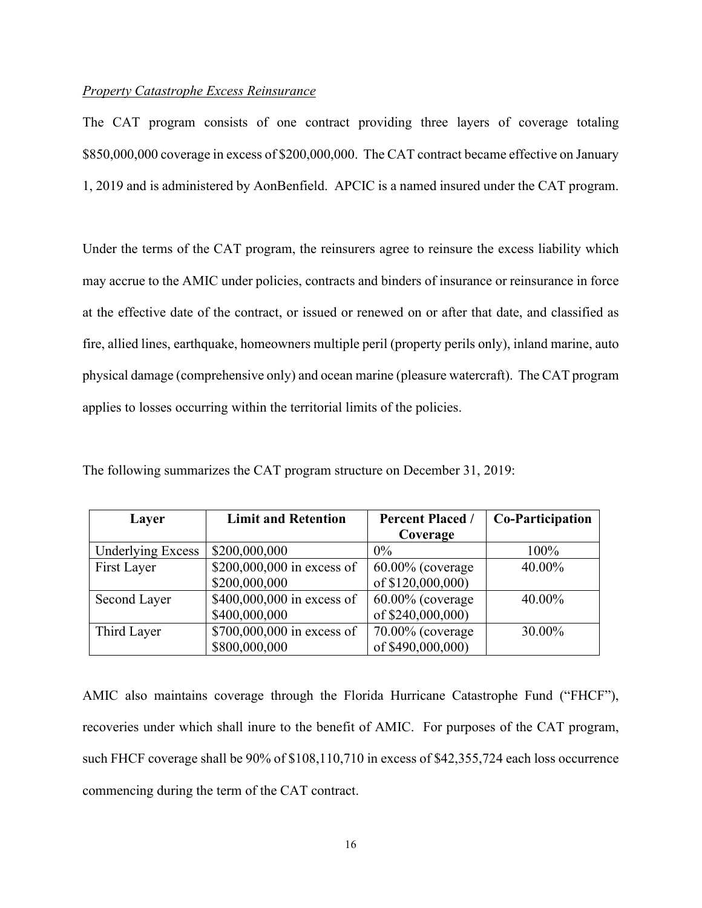*Property Catastrophe Excess Reinsurance*

The CAT program consists of one contract providing three layers of coverage totaling \$850,000,000 coverage in excess of \$200,000,000. The CAT contract became effective on January 1, 2019 and is administered by AonBenfield. APCIC is a named insured under the CAT program.

Under the terms of the CAT program, the reinsurers agree to reinsure the excess liability which may accrue to the AMIC under policies, contracts and binders of insurance or reinsurance in force at the effective date of the contract, or issued or renewed on or after that date, and classified as fire, allied lines, earthquake, homeowners multiple peril (property perils only), inland marine, auto physical damage (comprehensive only) and ocean marine (pleasure watercraft). The CAT program applies to losses occurring within the territorial limits of the policies.

The following summarizes the CAT program structure on December 31, 2019:

| Layer | Limit and Retention | Percent Placed / Coverage | Co-Participation |
|---|---|---|---|
| Underlying Excess | \$200,000,000 | 0% | 100% |
| First Layer | \$200,000,000 in excess of \$200,000,000 | 60.00% (coverage of \$120,000,000) | 40.00% |
| Second Layer | \$400,000,000 in excess of \$400,000,000 | 60.00% (coverage of \$240,000,000) | 40.00% |
| Third Layer | \$700,000,000 in excess of \$800,000,000 | 70.00% (coverage of \$490,000,000) | 30.00% |

AMIC also maintains coverage through the Florida Hurricane Catastrophe Fund ("FHCF"), recoveries under which shall inure to the benefit of AMIC. For purposes of the CAT program, such FHCF coverage shall be 90% of \$108,110,710 in excess of \$42,355,724 each loss occurrence commencing during the term of the CAT contract.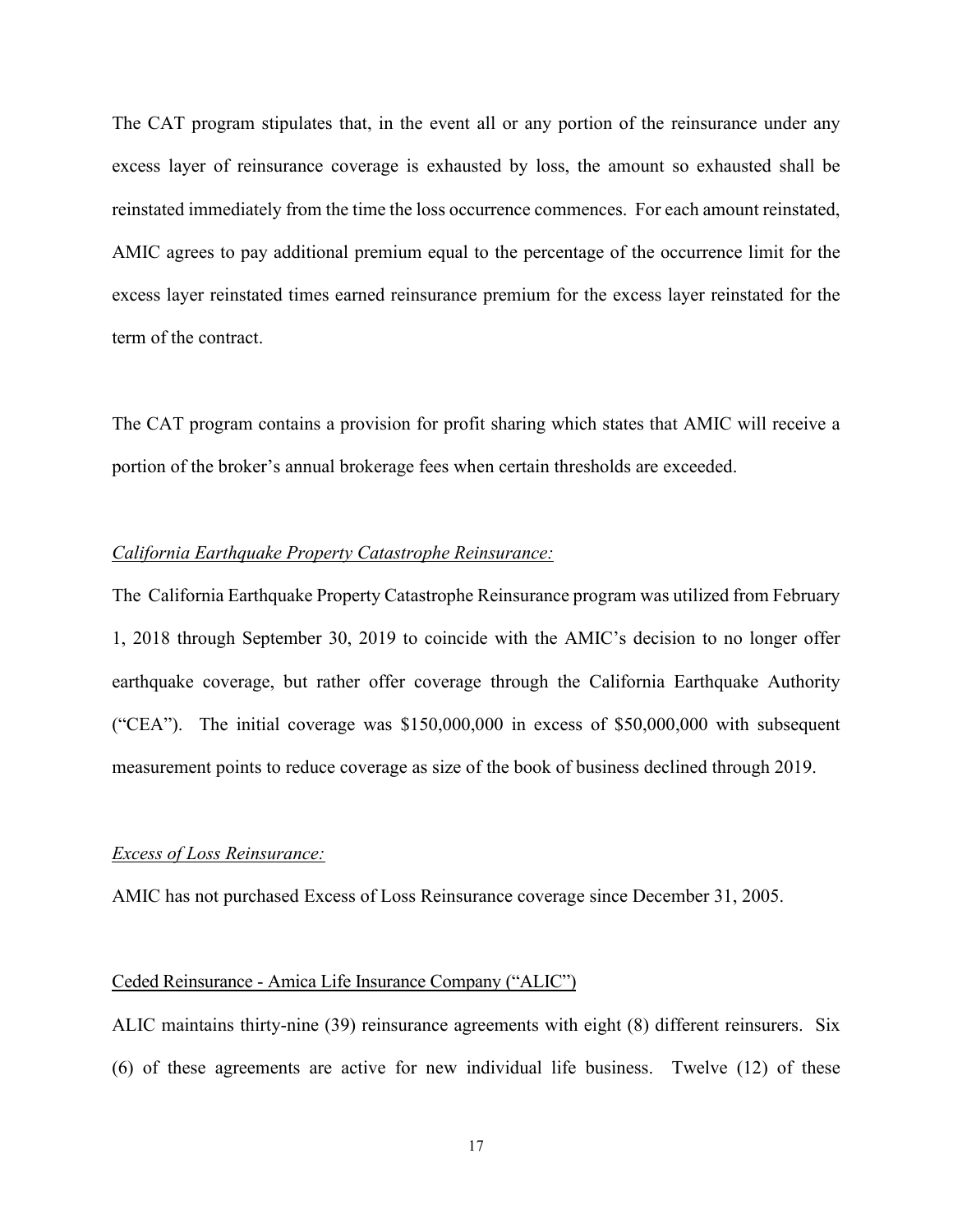The CAT program stipulates that, in the event all or any portion of the reinsurance under any excess layer of reinsurance coverage is exhausted by loss, the amount so exhausted shall be reinstated immediately from the time the loss occurrence commences. For each amount reinstated, AMIC agrees to pay additional premium equal to the percentage of the occurrence limit for the excess layer reinstated times earned reinsurance premium for the excess layer reinstated for the term of the contract.

The CAT program contains a provision for profit sharing which states that AMIC will receive a portion of the broker's annual brokerage fees when certain thresholds are exceeded.

*California Earthquake Property Catastrophe Reinsurance:*

The California Earthquake Property Catastrophe Reinsurance program was utilized from February 1, 2018 through September 30, 2019 to coincide with the AMIC's decision to no longer offer earthquake coverage, but rather offer coverage through the California Earthquake Authority ("CEA"). The initial coverage was $150,000,000 in excess of $50,000,000 with subsequent measurement points to reduce coverage as size of the book of business declined through 2019.

*Excess of Loss Reinsurance:*

AMIC has not purchased Excess of Loss Reinsurance coverage since December 31, 2005.

Ceded Reinsurance - Amica Life Insurance Company ("ALIC")

ALIC maintains thirty-nine (39) reinsurance agreements with eight (8) different reinsurers. Six (6) of these agreements are active for new individual life business. Twelve (12) of these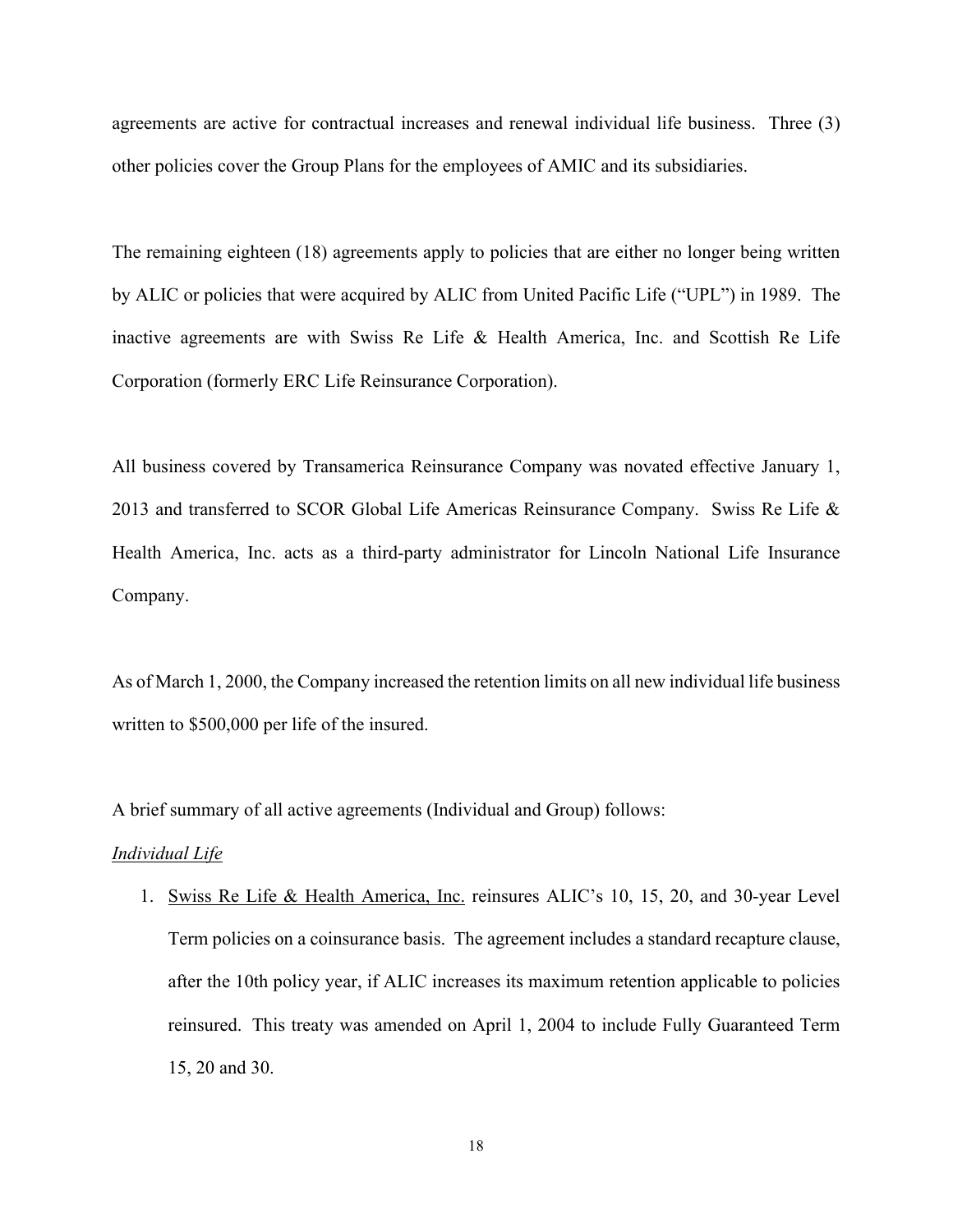agreements are active for contractual increases and renewal individual life business. Three (3) other policies cover the Group Plans for the employees of AMIC and its subsidiaries.

The remaining eighteen (18) agreements apply to policies that are either no longer being written by ALIC or policies that were acquired by ALIC from United Pacific Life ("UPL") in 1989. The inactive agreements are with Swiss Re Life & Health America, Inc. and Scottish Re Life Corporation (formerly ERC Life Reinsurance Corporation).

All business covered by Transamerica Reinsurance Company was novated effective January 1, 2013 and transferred to SCOR Global Life Americas Reinsurance Company. Swiss Re Life & Health America, Inc. acts as a third-party administrator for Lincoln National Life Insurance Company.

As of March 1, 2000, the Company increased the retention limits on all new individual life business written to $500,000 per life of the insured.

A brief summary of all active agreements (Individual and Group) follows:

*Individual Life*

1. Swiss Re Life & Health America, Inc. reinsures ALIC's 10, 15, 20, and 30-year Level Term policies on a coinsurance basis. The agreement includes a standard recapture clause, after the 10th policy year, if ALIC increases its maximum retention applicable to policies reinsured. This treaty was amended on April 1, 2004 to include Fully Guaranteed Term 15, 20 and 30.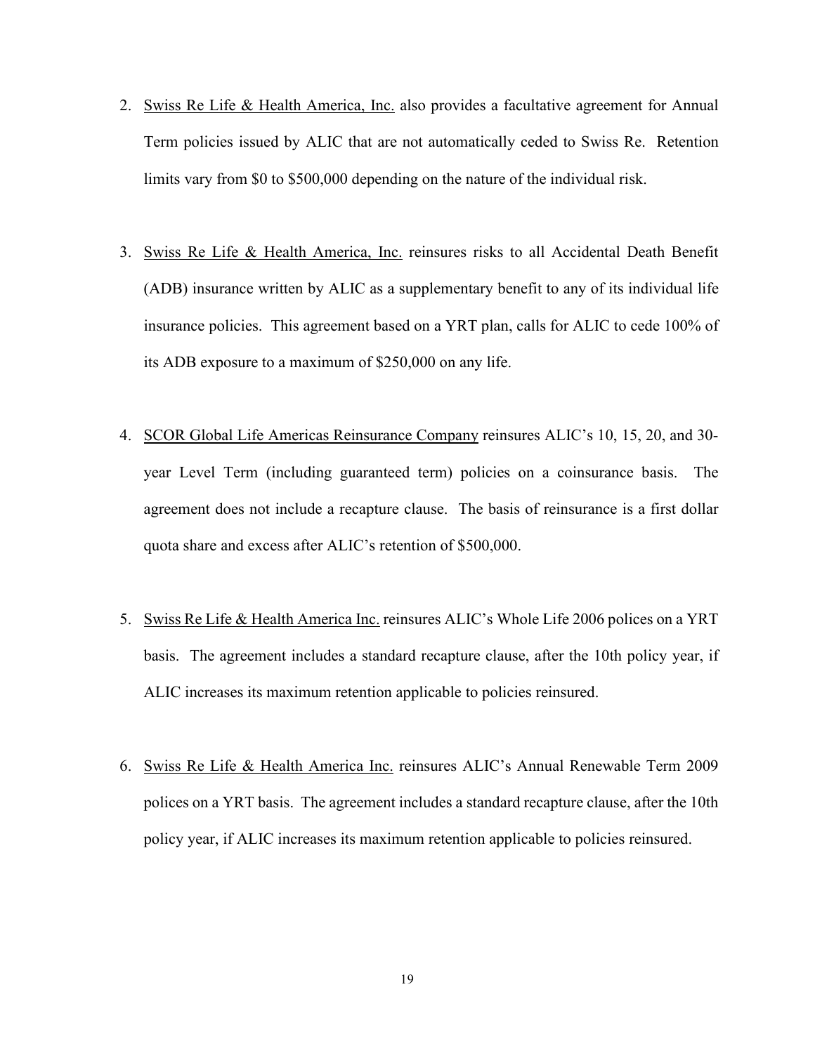2. Swiss Re Life & Health America, Inc. also provides a facultative agreement for Annual Term policies issued by ALIC that are not automatically ceded to Swiss Re. Retention limits vary from $0 to $500,000 depending on the nature of the individual risk.

3. Swiss Re Life & Health America, Inc. reinsures risks to all Accidental Death Benefit (ADB) insurance written by ALIC as a supplementary benefit to any of its individual life insurance policies. This agreement based on a YRT plan, calls for ALIC to cede 100% of its ADB exposure to a maximum of $250,000 on any life.

4. SCOR Global Life Americas Reinsurance Company reinsures ALIC's 10, 15, 20, and 30-year Level Term (including guaranteed term) policies on a coinsurance basis. The agreement does not include a recapture clause. The basis of reinsurance is a first dollar quota share and excess after ALIC's retention of $500,000.

5. Swiss Re Life & Health America Inc. reinsures ALIC's Whole Life 2006 polices on a YRT basis. The agreement includes a standard recapture clause, after the 10th policy year, if ALIC increases its maximum retention applicable to policies reinsured.

6. Swiss Re Life & Health America Inc. reinsures ALIC's Annual Renewable Term 2009 polices on a YRT basis. The agreement includes a standard recapture clause, after the 10th policy year, if ALIC increases its maximum retention applicable to policies reinsured.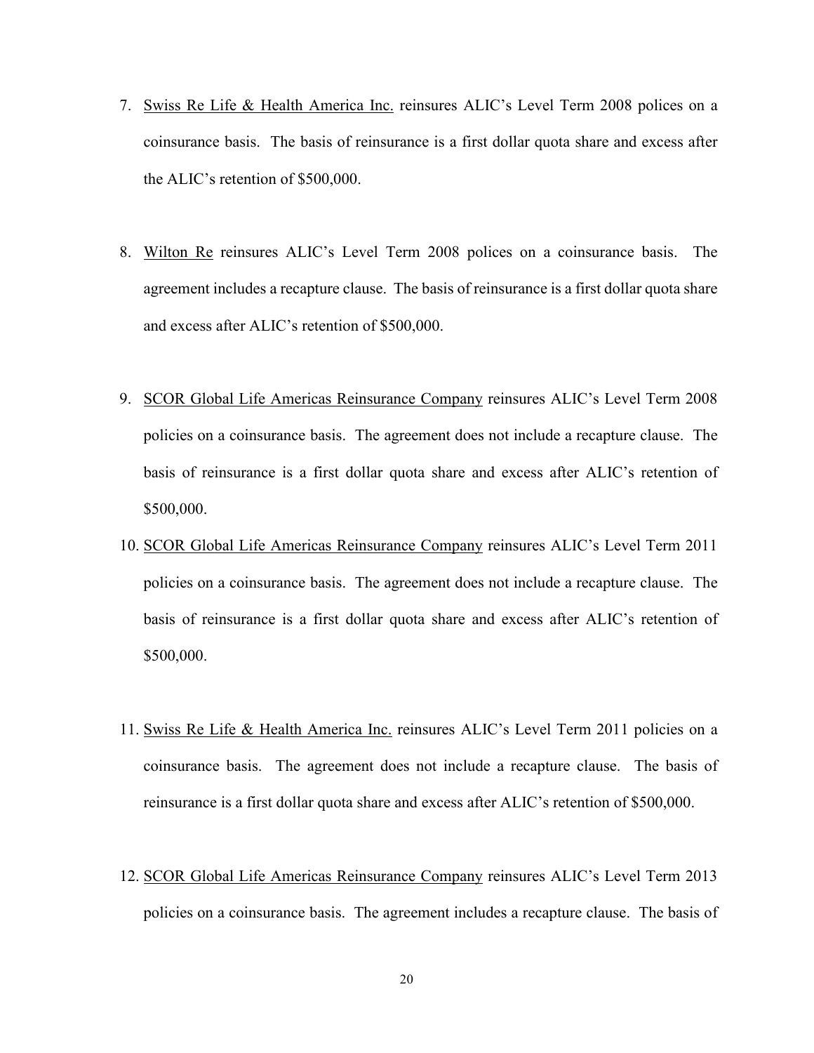7. Swiss Re Life & Health America Inc. reinsures ALIC's Level Term 2008 polices on a coinsurance basis. The basis of reinsurance is a first dollar quota share and excess after the ALIC's retention of $500,000.

8. Wilton Re reinsures ALIC's Level Term 2008 polices on a coinsurance basis. The agreement includes a recapture clause. The basis of reinsurance is a first dollar quota share and excess after ALIC's retention of $500,000.

9. SCOR Global Life Americas Reinsurance Company reinsures ALIC's Level Term 2008 policies on a coinsurance basis. The agreement does not include a recapture clause. The basis of reinsurance is a first dollar quota share and excess after ALIC's retention of $500,000.

10. SCOR Global Life Americas Reinsurance Company reinsures ALIC's Level Term 2011 policies on a coinsurance basis. The agreement does not include a recapture clause. The basis of reinsurance is a first dollar quota share and excess after ALIC's retention of $500,000.

11. Swiss Re Life & Health America Inc. reinsures ALIC's Level Term 2011 policies on a coinsurance basis. The agreement does not include a recapture clause. The basis of reinsurance is a first dollar quota share and excess after ALIC's retention of $500,000.

12. SCOR Global Life Americas Reinsurance Company reinsures ALIC's Level Term 2013 policies on a coinsurance basis. The agreement includes a recapture clause. The basis of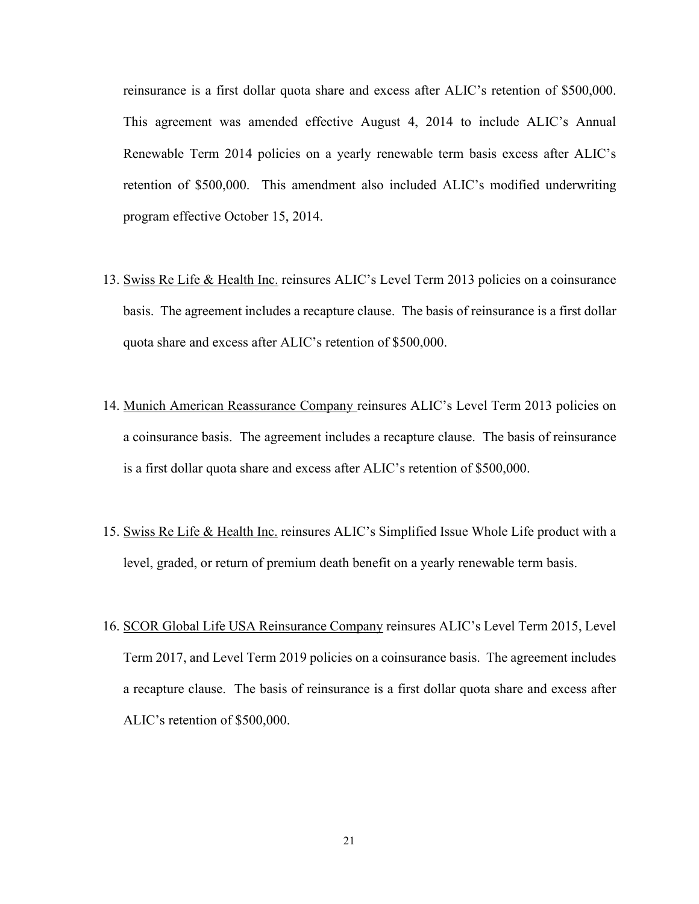reinsurance is a first dollar quota share and excess after ALIC's retention of $500,000. This agreement was amended effective August 4, 2014 to include ALIC's Annual Renewable Term 2014 policies on a yearly renewable term basis excess after ALIC's retention of $500,000. This amendment also included ALIC's modified underwriting program effective October 15, 2014.

13. Swiss Re Life & Health Inc. reinsures ALIC's Level Term 2013 policies on a coinsurance basis. The agreement includes a recapture clause. The basis of reinsurance is a first dollar quota share and excess after ALIC's retention of $500,000.

14. Munich American Reassurance Company reinsures ALIC's Level Term 2013 policies on a coinsurance basis. The agreement includes a recapture clause. The basis of reinsurance is a first dollar quota share and excess after ALIC's retention of $500,000.

15. Swiss Re Life & Health Inc. reinsures ALIC's Simplified Issue Whole Life product with a level, graded, or return of premium death benefit on a yearly renewable term basis.

16. SCOR Global Life USA Reinsurance Company reinsures ALIC's Level Term 2015, Level Term 2017, and Level Term 2019 policies on a coinsurance basis. The agreement includes a recapture clause. The basis of reinsurance is a first dollar quota share and excess after ALIC's retention of $500,000.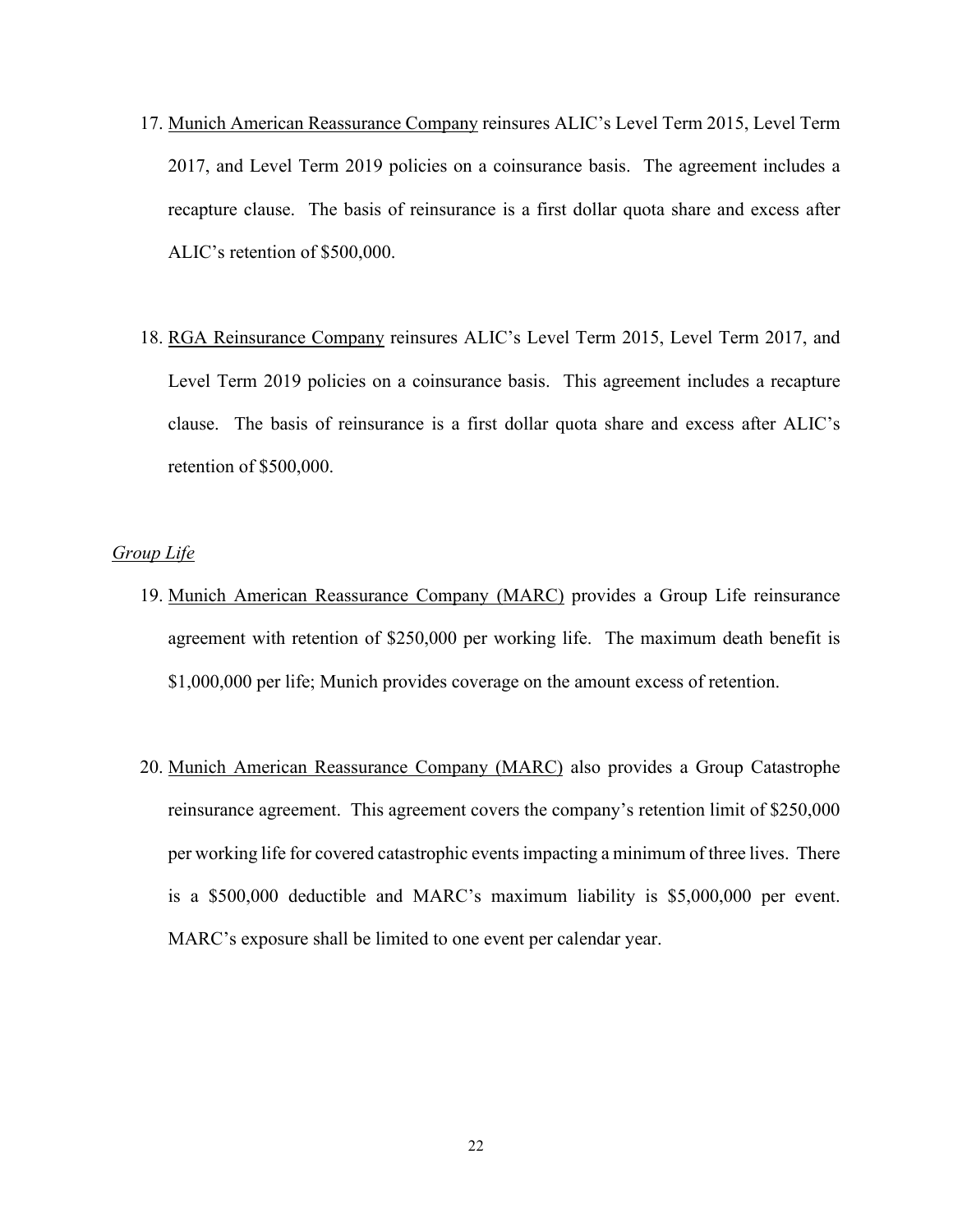17. <u>Munich American Reassurance Company</u> reinsures ALIC's Level Term 2015, Level Term 2017, and Level Term 2019 policies on a coinsurance basis. The agreement includes a recapture clause. The basis of reinsurance is a first dollar quota share and excess after ALIC's retention of $500,000.

18. <u>RGA Reinsurance Company</u> reinsures ALIC's Level Term 2015, Level Term 2017, and Level Term 2019 policies on a coinsurance basis. This agreement includes a recapture clause. The basis of reinsurance is a first dollar quota share and excess after ALIC's retention of $500,000.

<u>*Group Life*</u>

19. <u>Munich American Reassurance Company (MARC)</u> provides a Group Life reinsurance agreement with retention of $250,000 per working life. The maximum death benefit is $1,000,000 per life; Munich provides coverage on the amount excess of retention.

20. <u>Munich American Reassurance Company (MARC)</u> also provides a Group Catastrophe reinsurance agreement. This agreement covers the company's retention limit of $250,000 per working life for covered catastrophic events impacting a minimum of three lives. There is a $500,000 deductible and MARC's maximum liability is $5,000,000 per event. MARC's exposure shall be limited to one event per calendar year.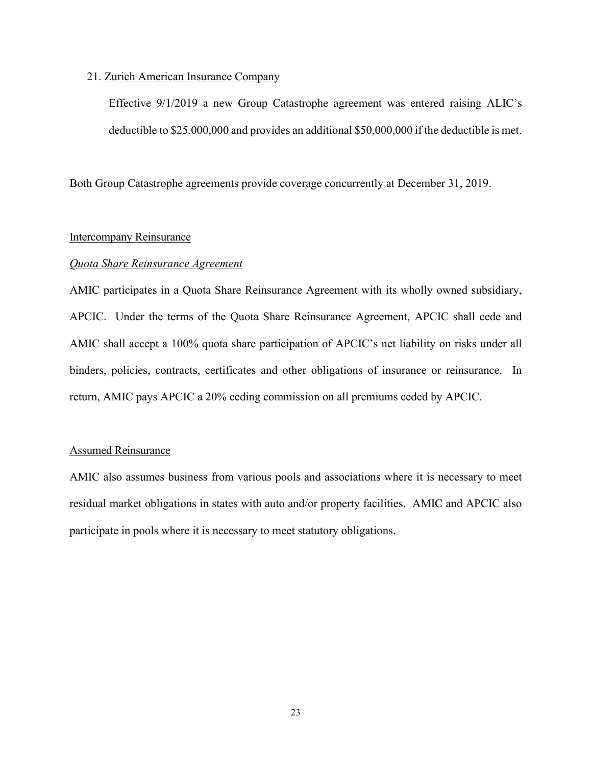21. Zurich American Insurance Company

    Effective 9/1/2019 a new Group Catastrophe agreement was entered raising ALIC's deductible to $25,000,000 and provides an additional $50,000,000 if the deductible is met.

Both Group Catastrophe agreements provide coverage concurrently at December 31, 2019.

Intercompany Reinsurance

*Quota Share Reinsurance Agreement*

AMIC participates in a Quota Share Reinsurance Agreement with its wholly owned subsidiary, APCIC. Under the terms of the Quota Share Reinsurance Agreement, APCIC shall cede and AMIC shall accept a 100% quota share participation of APCIC's net liability on risks under all binders, policies, contracts, certificates and other obligations of insurance or reinsurance. In return, AMIC pays APCIC a 20% ceding commission on all premiums ceded by APCIC.

Assumed Reinsurance

AMIC also assumes business from various pools and associations where it is necessary to meet residual market obligations in states with auto and/or property facilities. AMIC and APCIC also participate in pools where it is necessary to meet statutory obligations.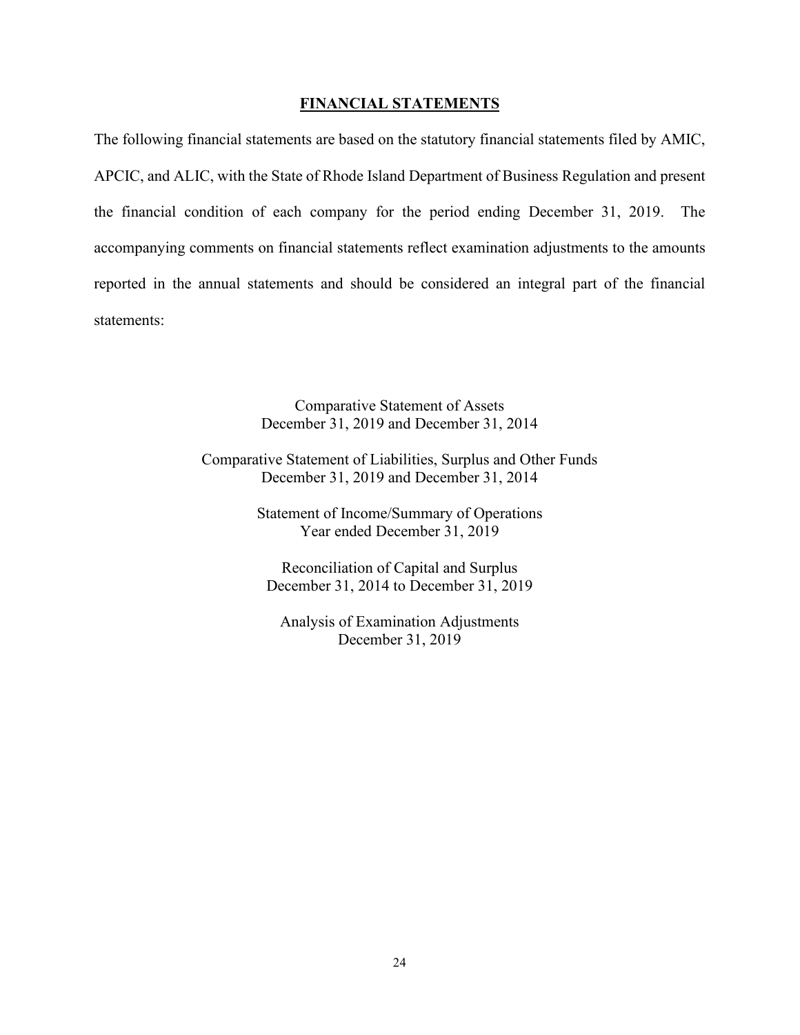## FINANCIAL STATEMENTS

The following financial statements are based on the statutory financial statements filed by AMIC, APCIC, and ALIC, with the State of Rhode Island Department of Business Regulation and present the financial condition of each company for the period ending December 31, 2019. The accompanying comments on financial statements reflect examination adjustments to the amounts reported in the annual statements and should be considered an integral part of the financial statements:

Comparative Statement of Assets
December 31, 2019 and December 31, 2014

Comparative Statement of Liabilities, Surplus and Other Funds
December 31, 2019 and December 31, 2014

Statement of Income/Summary of Operations
Year ended December 31, 2019

Reconciliation of Capital and Surplus
December 31, 2014 to December 31, 2019

Analysis of Examination Adjustments
December 31, 2019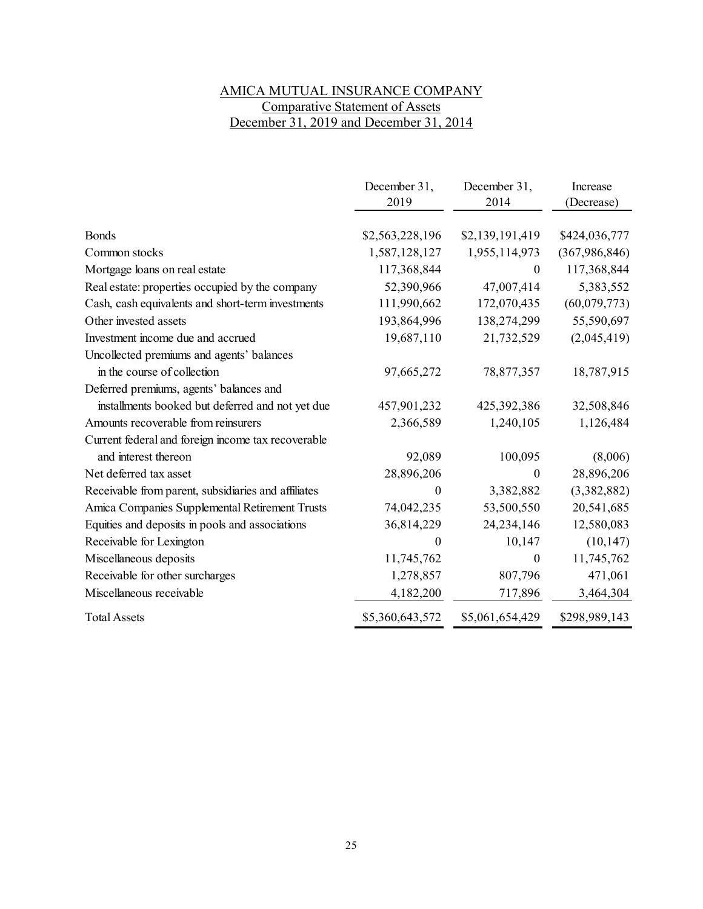# AMICA MUTUAL INSURANCE COMPANY

## Comparative Statement of Assets

## December 31, 2019 and December 31, 2014

| | December 31, 2019 | December 31, 2014 | Increase (Decrease) |
|---|---|---|---|
| Bonds | $2,563,228,196 | $2,139,191,419 | $424,036,777 |
| Common stocks | 1,587,128,127 | 1,955,114,973 | (367,986,846) |
| Mortgage loans on real estate | 117,368,844 | 0 | 117,368,844 |
| Real estate: properties occupied by the company | 52,390,966 | 47,007,414 | 5,383,552 |
| Cash, cash equivalents and short-term investments | 111,990,662 | 172,070,435 | (60,079,773) |
| Other invested assets | 193,864,996 | 138,274,299 | 55,590,697 |
| Investment income due and accrued | 19,687,110 | 21,732,529 | (2,045,419) |
| Uncollected premiums and agents' balances in the course of collection | 97,665,272 | 78,877,357 | 18,787,915 |
| Deferred premiums, agents' balances and installments booked but deferred and not yet due | 457,901,232 | 425,392,386 | 32,508,846 |
| Amounts recoverable from reinsurers | 2,366,589 | 1,240,105 | 1,126,484 |
| Current federal and foreign income tax recoverable and interest thereon | 92,089 | 100,095 | (8,006) |
| Net deferred tax asset | 28,896,206 | 0 | 28,896,206 |
| Receivable from parent, subsidiaries and affiliates | 0 | 3,382,882 | (3,382,882) |
| Amica Companies Supplemental Retirement Trusts | 74,042,235 | 53,500,550 | 20,541,685 |
| Equities and deposits in pools and associations | 36,814,229 | 24,234,146 | 12,580,083 |
| Receivable for Lexington | 0 | 10,147 | (10,147) |
| Miscellaneous deposits | 11,745,762 | 0 | 11,745,762 |
| Receivable for other surcharges | 1,278,857 | 807,796 | 471,061 |
| Miscellaneous receivable | 4,182,200 | 717,896 | 3,464,304 |
| Total Assets | $5,360,643,572 | $5,061,654,429 | $298,989,143 |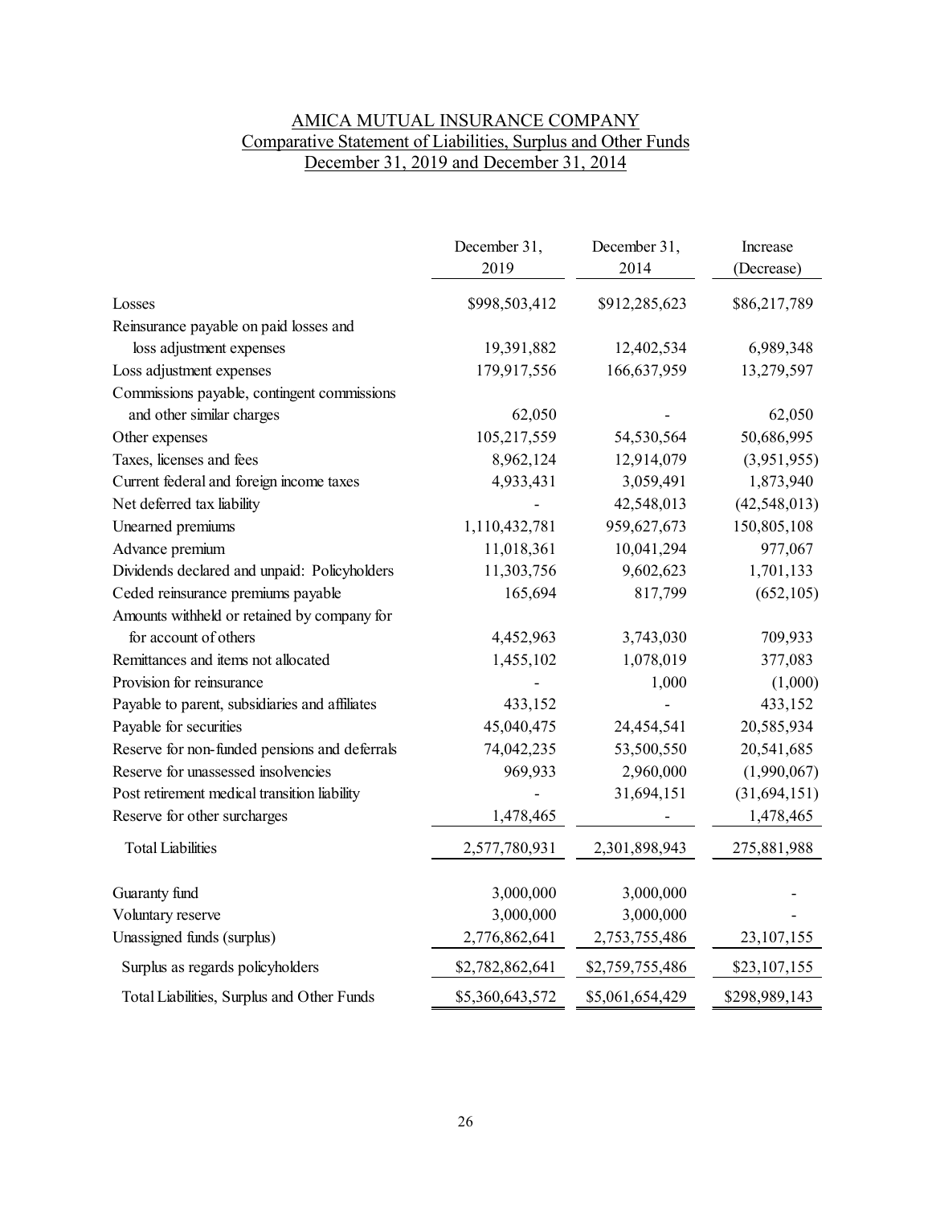# AMICA MUTUAL INSURANCE COMPANY

## Comparative Statement of Liabilities, Surplus and Other Funds

### December 31, 2019 and December 31, 2014

| | December 31, 2019 | December 31, 2014 | Increase (Decrease) |
|---|---|---|---|
| Losses | $998,503,412 | $912,285,623 | $86,217,789 |
| Reinsurance payable on paid losses and loss adjustment expenses | 19,391,882 | 12,402,534 | 6,989,348 |
| Loss adjustment expenses | 179,917,556 | 166,637,959 | 13,279,597 |
| Commissions payable, contingent commissions and other similar charges | 62,050 | - | 62,050 |
| Other expenses | 105,217,559 | 54,530,564 | 50,686,995 |
| Taxes, licenses and fees | 8,962,124 | 12,914,079 | (3,951,955) |
| Current federal and foreign income taxes | 4,933,431 | 3,059,491 | 1,873,940 |
| Net deferred tax liability | - | 42,548,013 | (42,548,013) |
| Unearned premiums | 1,110,432,781 | 959,627,673 | 150,805,108 |
| Advance premium | 11,018,361 | 10,041,294 | 977,067 |
| Dividends declared and unpaid: Policyholders | 11,303,756 | 9,602,623 | 1,701,133 |
| Ceded reinsurance premiums payable | 165,694 | 817,799 | (652,105) |
| Amounts withheld or retained by company for for account of others | 4,452,963 | 3,743,030 | 709,933 |
| Remittances and items not allocated | 1,455,102 | 1,078,019 | 377,083 |
| Provision for reinsurance | - | 1,000 | (1,000) |
| Payable to parent, subsidiaries and affiliates | 433,152 | - | 433,152 |
| Payable for securities | 45,040,475 | 24,454,541 | 20,585,934 |
| Reserve for non-funded pensions and deferrals | 74,042,235 | 53,500,550 | 20,541,685 |
| Reserve for unassessed insolvencies | 969,933 | 2,960,000 | (1,990,067) |
| Post retirement medical transition liability | - | 31,694,151 | (31,694,151) |
| Reserve for other surcharges | 1,478,465 | - | 1,478,465 |
| Total Liabilities | 2,577,780,931 | 2,301,898,943 | 275,881,988 |
| Guaranty fund | 3,000,000 | 3,000,000 | - |
| Voluntary reserve | 3,000,000 | 3,000,000 | - |
| Unassigned funds (surplus) | 2,776,862,641 | 2,753,755,486 | 23,107,155 |
| Surplus as regards policyholders | $2,782,862,641 | $2,759,755,486 | $23,107,155 |
| Total Liabilities, Surplus and Other Funds | $5,360,643,572 | $5,061,654,429 | $298,989,143 |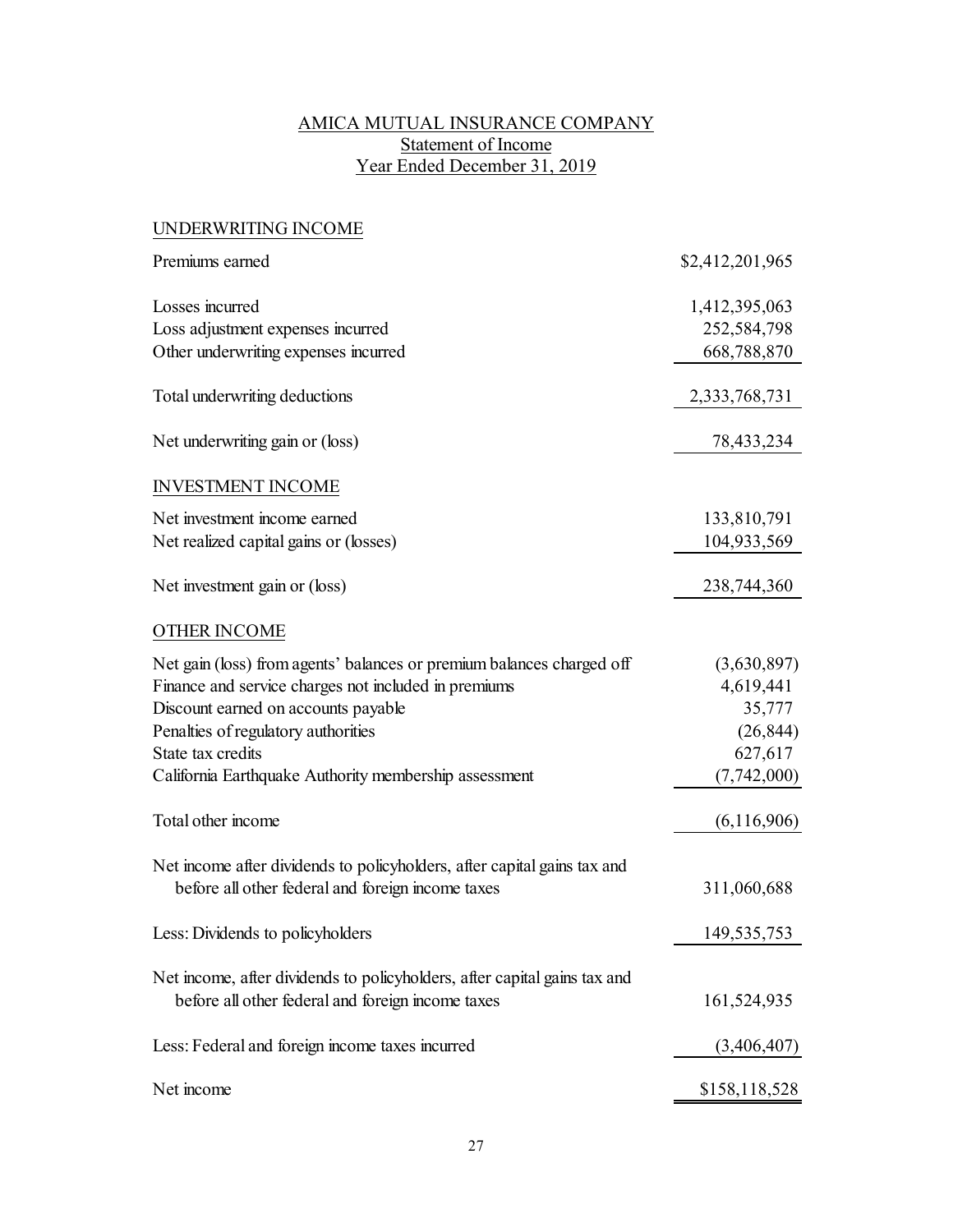# AMICA MUTUAL INSURANCE COMPANY

## Statement of Income

## Year Ended December 31, 2019

| | |
|---|---|
| **UNDERWRITING INCOME** | |
| Premiums earned | $2,412,201,965 |
| Losses incurred | 1,412,395,063 |
| Loss adjustment expenses incurred | 252,584,798 |
| Other underwriting expenses incurred | 668,788,870 |
| Total underwriting deductions | 2,333,768,731 |
| Net underwriting gain or (loss) | 78,433,234 |
| **INVESTMENT INCOME** | |
| Net investment income earned | 133,810,791 |
| Net realized capital gains or (losses) | 104,933,569 |
| Net investment gain or (loss) | 238,744,360 |
| **OTHER INCOME** | |
| Net gain (loss) from agents' balances or premium balances charged off | (3,630,897) |
| Finance and service charges not included in premiums | 4,619,441 |
| Discount earned on accounts payable | 35,777 |
| Penalties of regulatory authorities | (26,844) |
| State tax credits | 627,617 |
| California Earthquake Authority membership assessment | (7,742,000) |
| Total other income | (6,116,906) |
| Net income after dividends to policyholders, after capital gains tax and before all other federal and foreign income taxes | 311,060,688 |
| Less: Dividends to policyholders | 149,535,753 |
| Net income, after dividends to policyholders, after capital gains tax and before all other federal and foreign income taxes | 161,524,935 |
| Less: Federal and foreign income taxes incurred | (3,406,407) |
| Net income | $158,118,528 |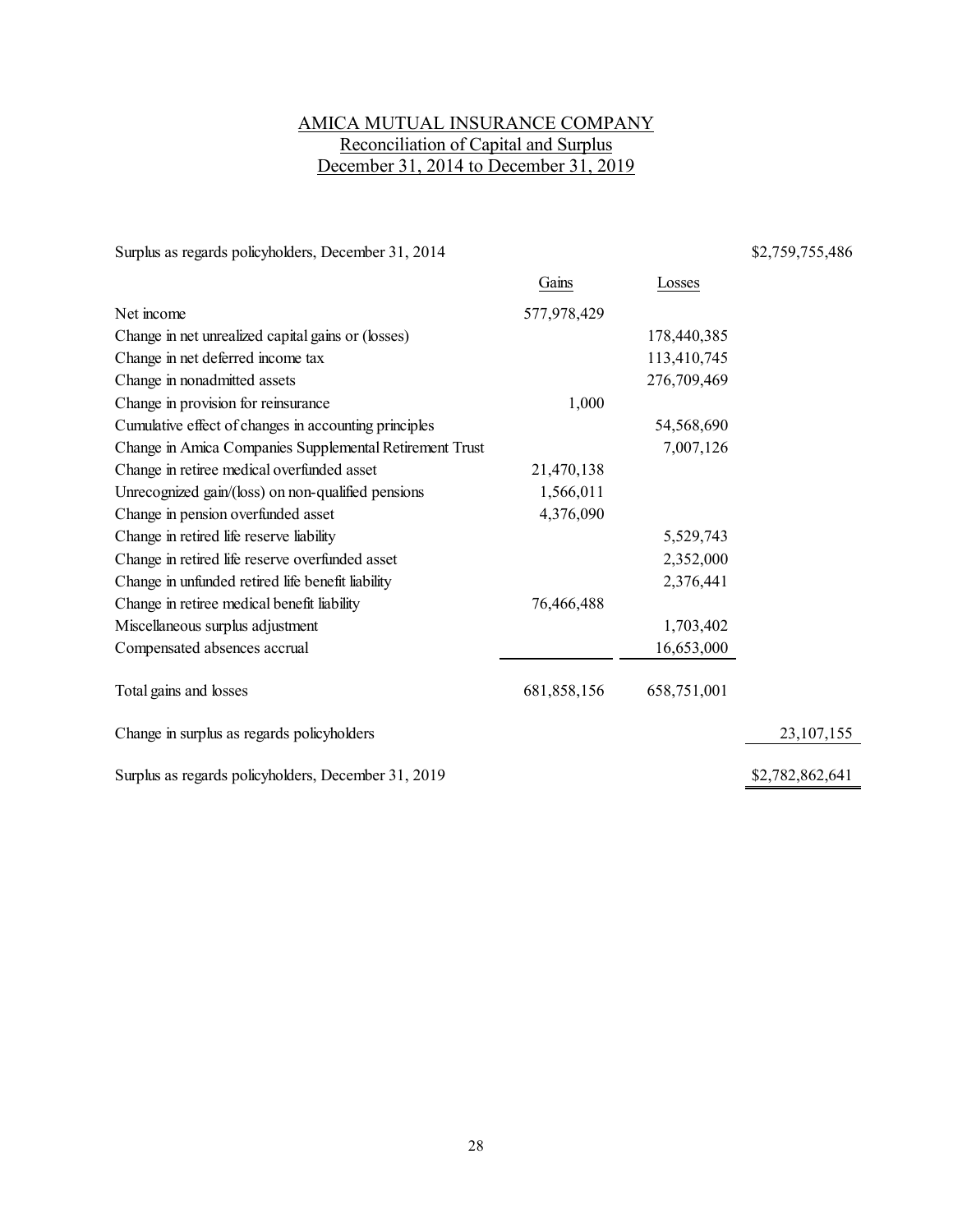# AMICA MUTUAL INSURANCE COMPANY
## Reconciliation of Capital and Surplus
## December 31, 2014 to December 31, 2019

| | Gains | Losses | |
|---|---|---|---|
| Surplus as regards policyholders, December 31, 2014 | | | $2,759,755,486 |
| Net income | 577,978,429 | | |
| Change in net unrealized capital gains or (losses) | | 178,440,385 | |
| Change in net deferred income tax | | 113,410,745 | |
| Change in nonadmitted assets | | 276,709,469 | |
| Change in provision for reinsurance | 1,000 | | |
| Cumulative effect of changes in accounting principles | | 54,568,690 | |
| Change in Amica Companies Supplemental Retirement Trust | | 7,007,126 | |
| Change in retiree medical overfunded asset | 21,470,138 | | |
| Unrecognized gain/(loss) on non-qualified pensions | 1,566,011 | | |
| Change in pension overfunded asset | 4,376,090 | | |
| Change in retired life reserve liability | | 5,529,743 | |
| Change in retired life reserve overfunded asset | | 2,352,000 | |
| Change in unfunded retired life benefit liability | | 2,376,441 | |
| Change in retiree medical benefit liability | 76,466,488 | | |
| Miscellaneous surplus adjustment | | 1,703,402 | |
| Compensated absences accrual | | 16,653,000 | |
| Total gains and losses | 681,858,156 | 658,751,001 | |
| Change in surplus as regards policyholders | | | 23,107,155 |
| Surplus as regards policyholders, December 31, 2019 | | | $2,782,862,641 |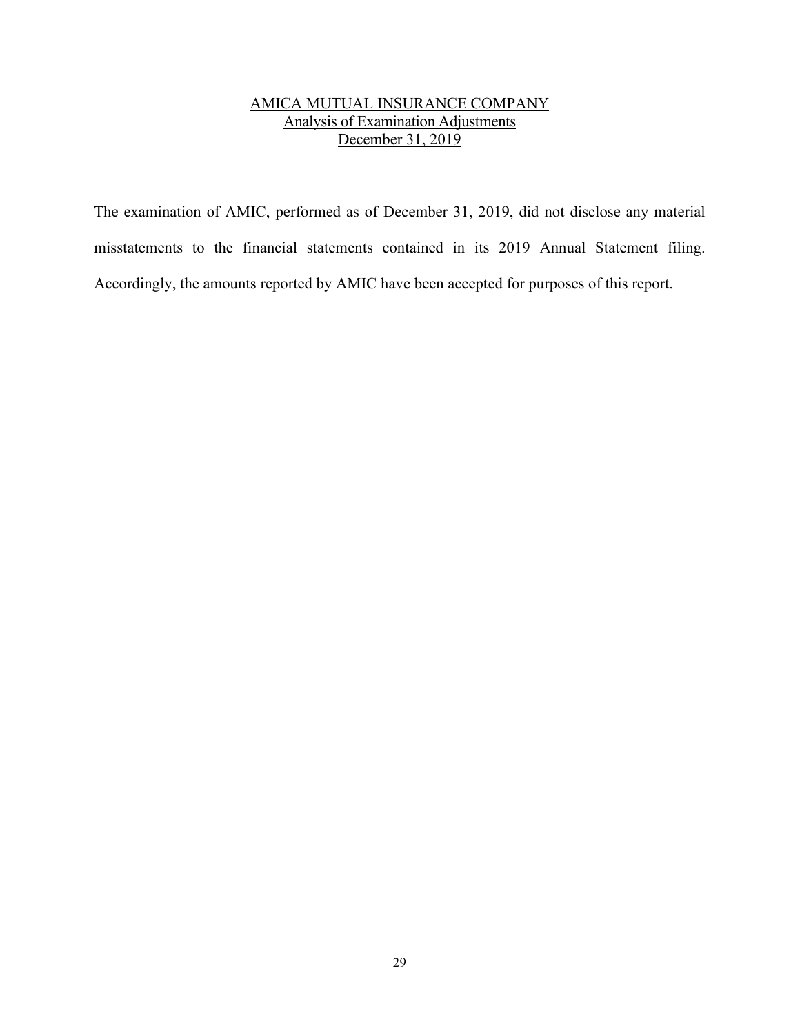## AMICA MUTUAL INSURANCE COMPANY
## Analysis of Examination Adjustments
## December 31, 2019

The examination of AMIC, performed as of December 31, 2019, did not disclose any material misstatements to the financial statements contained in its 2019 Annual Statement filing. Accordingly, the amounts reported by AMIC have been accepted for purposes of this report.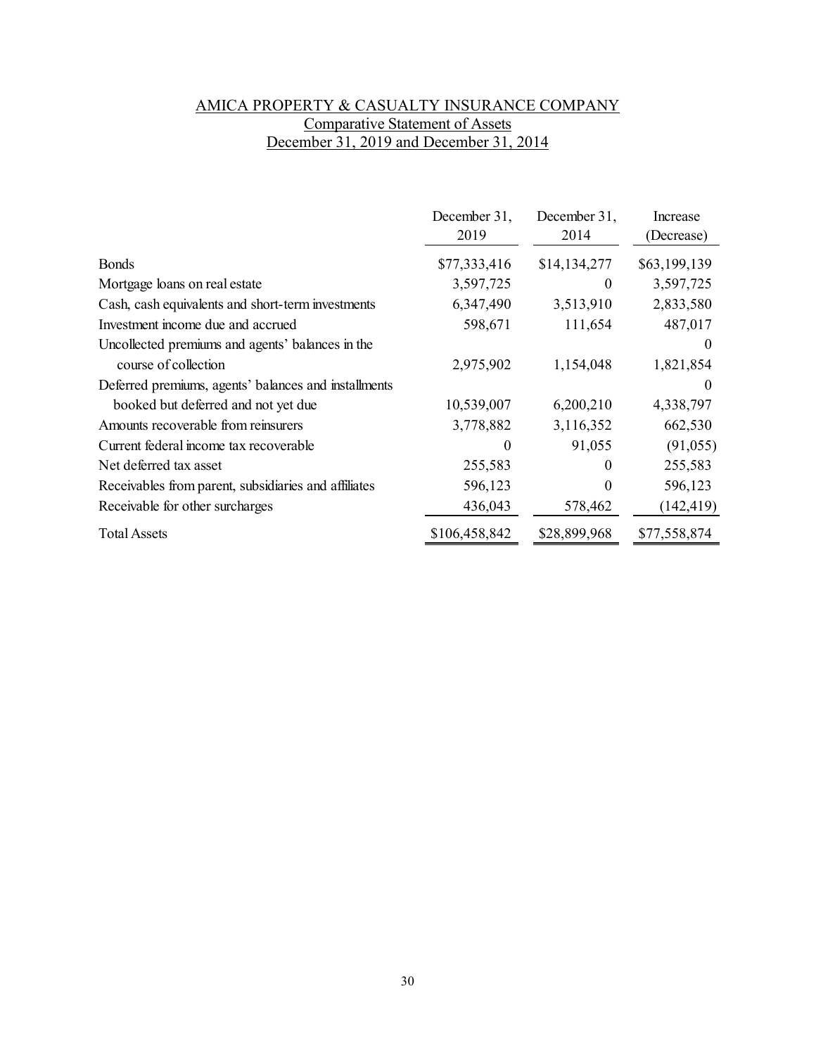AMICA PROPERTY & CASUALTY INSURANCE COMPANY
Comparative Statement of Assets
December 31, 2019 and December 31, 2014

| | December 31, 2019 | December 31, 2014 | Increase (Decrease) |
|---|---|---|---|
| Bonds | $77,333,416 | $14,134,277 | $63,199,139 |
| Mortgage loans on real estate | 3,597,725 | 0 | 3,597,725 |
| Cash, cash equivalents and short-term investments | 6,347,490 | 3,513,910 | 2,833,580 |
| Investment income due and accrued | 598,671 | 111,654 | 487,017 |
| Uncollected premiums and agents' balances in the | | | 0 |
| course of collection | 2,975,902 | 1,154,048 | 1,821,854 |
| Deferred premiums, agents' balances and installments | | | 0 |
| booked but deferred and not yet due | 10,539,007 | 6,200,210 | 4,338,797 |
| Amounts recoverable from reinsurers | 3,778,882 | 3,116,352 | 662,530 |
| Current federal income tax recoverable | 0 | 91,055 | (91,055) |
| Net deferred tax asset | 255,583 | 0 | 255,583 |
| Receivables from parent, subsidiaries and affiliates | 596,123 | 0 | 596,123 |
| Receivable for other surcharges | 436,043 | 578,462 | (142,419) |
| Total Assets | $106,458,842 | $28,899,968 | $77,558,874 |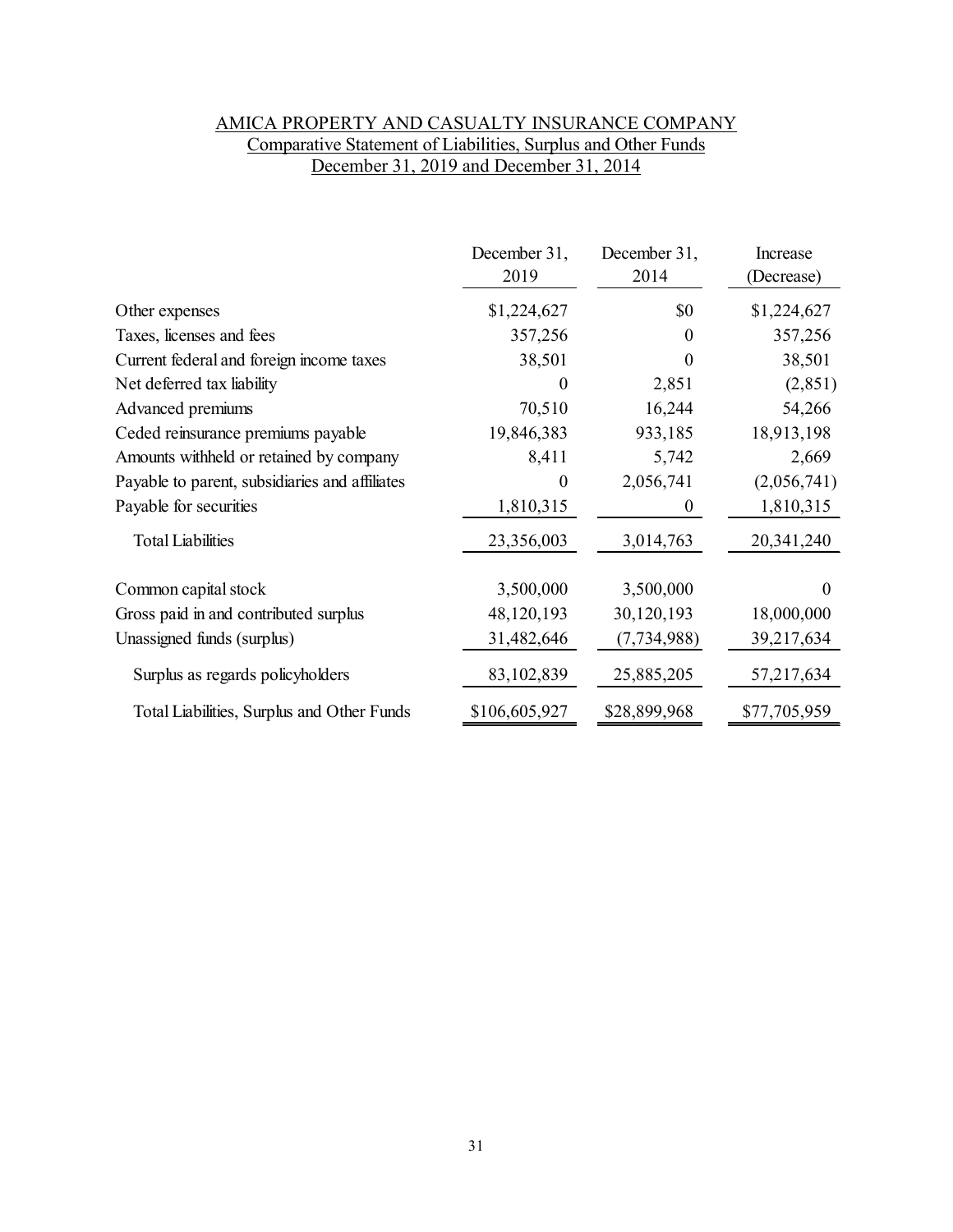AMICA PROPERTY AND CASUALTY INSURANCE COMPANY
Comparative Statement of Liabilities, Surplus and Other Funds
December 31, 2019 and December 31, 2014

| | December 31, 2019 | December 31, 2014 | Increase (Decrease) |
|---|---|---|---|
| Other expenses | $1,224,627 | $0 | $1,224,627 |
| Taxes, licenses and fees | 357,256 | 0 | 357,256 |
| Current federal and foreign income taxes | 38,501 | 0 | 38,501 |
| Net deferred tax liability | 0 | 2,851 | (2,851) |
| Advanced premiums | 70,510 | 16,244 | 54,266 |
| Ceded reinsurance premiums payable | 19,846,383 | 933,185 | 18,913,198 |
| Amounts withheld or retained by company | 8,411 | 5,742 | 2,669 |
| Payable to parent, subsidiaries and affiliates | 0 | 2,056,741 | (2,056,741) |
| Payable for securities | 1,810,315 | 0 | 1,810,315 |
| Total Liabilities | 23,356,003 | 3,014,763 | 20,341,240 |
| | | | |
| Common capital stock | 3,500,000 | 3,500,000 | 0 |
| Gross paid in and contributed surplus | 48,120,193 | 30,120,193 | 18,000,000 |
| Unassigned funds (surplus) | 31,482,646 | (7,734,988) | 39,217,634 |
| Surplus as regards policyholders | 83,102,839 | 25,885,205 | 57,217,634 |
| Total Liabilities, Surplus and Other Funds | $106,605,927 | $28,899,968 | $77,705,959 |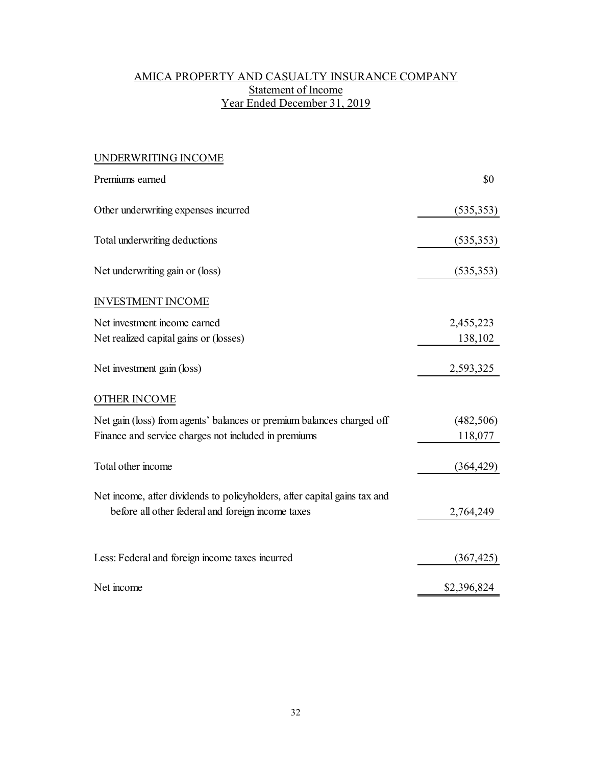# AMICA PROPERTY AND CASUALTY INSURANCE COMPANY

## Statement of Income

## Year Ended December 31, 2019

| | |
|---|---:|
| **UNDERWRITING INCOME** | |
| Premiums earned | $0 |
| Other underwriting expenses incurred | (535,353) |
| Total underwriting deductions | (535,353) |
| Net underwriting gain or (loss) | (535,353) |
| **INVESTMENT INCOME** | |
| Net investment income earned | 2,455,223 |
| Net realized capital gains or (losses) | 138,102 |
| Net investment gain (loss) | 2,593,325 |
| **OTHER INCOME** | |
| Net gain (loss) from agents' balances or premium balances charged off | (482,506) |
| Finance and service charges not included in premiums | 118,077 |
| Total other income | (364,429) |
| Net income, after dividends to policyholders, after capital gains tax and before all other federal and foreign income taxes | 2,764,249 |
| Less: Federal and foreign income taxes incurred | (367,425) |
| Net income | $2,396,824 |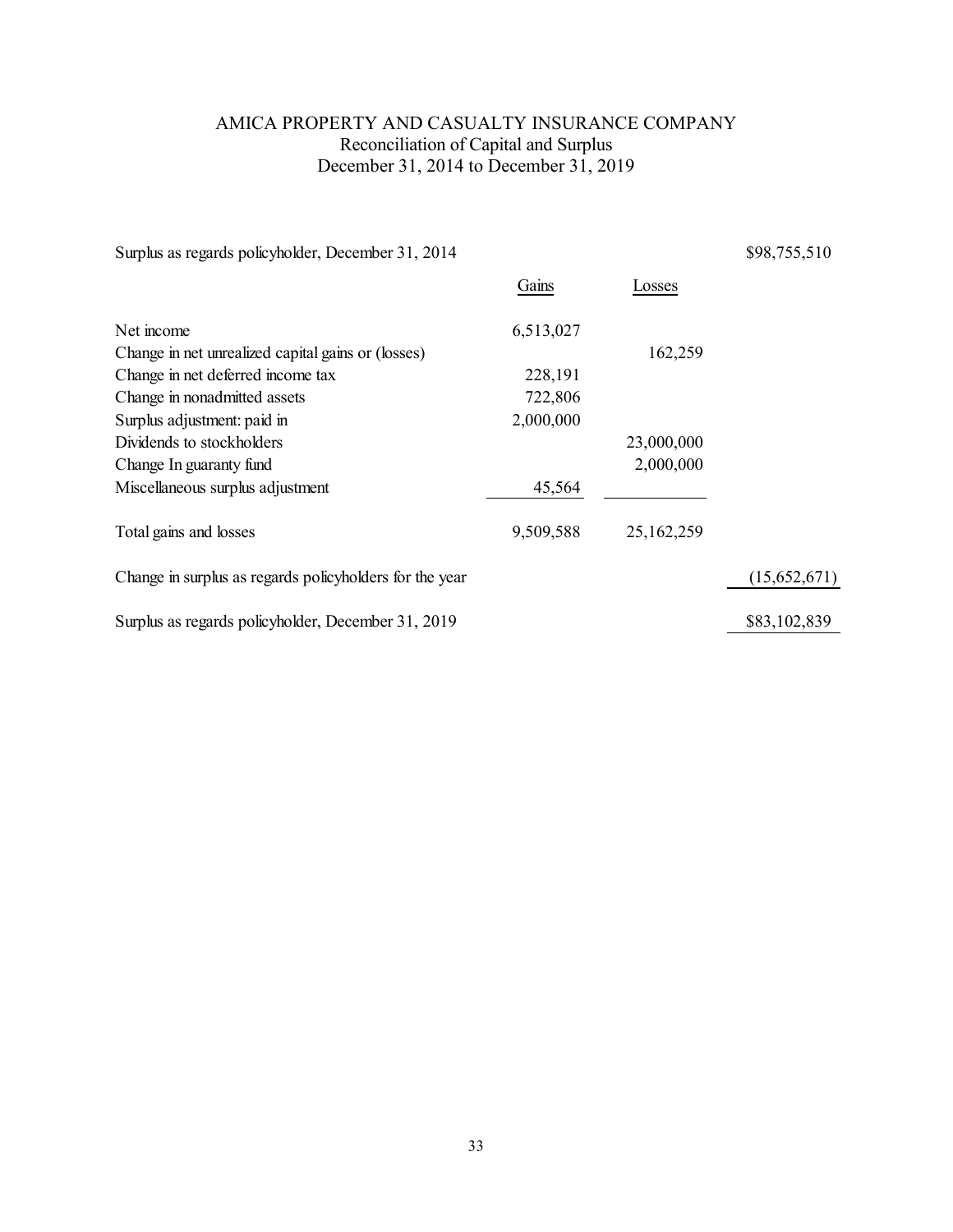# AMICA PROPERTY AND CASUALTY INSURANCE COMPANY
## Reconciliation of Capital and Surplus
### December 31, 2014 to December 31, 2019

| | Gains | Losses | |
|---|---|---|---|
| Surplus as regards policyholder, December 31, 2014 | | | $98,755,510 |
| Net income | 6,513,027 | | |
| Change in net unrealized capital gains or (losses) | | 162,259 | |
| Change in net deferred income tax | 228,191 | | |
| Change in nonadmitted assets | 722,806 | | |
| Surplus adjustment: paid in | 2,000,000 | | |
| Dividends to stockholders | | 23,000,000 | |
| Change In guaranty fund | | 2,000,000 | |
| Miscellaneous surplus adjustment | 45,564 | | |
| Total gains and losses | 9,509,588 | 25,162,259 | |
| Change in surplus as regards policyholders for the year | | | (15,652,671) |
| Surplus as regards policyholder, December 31, 2019 | | | $83,102,839 |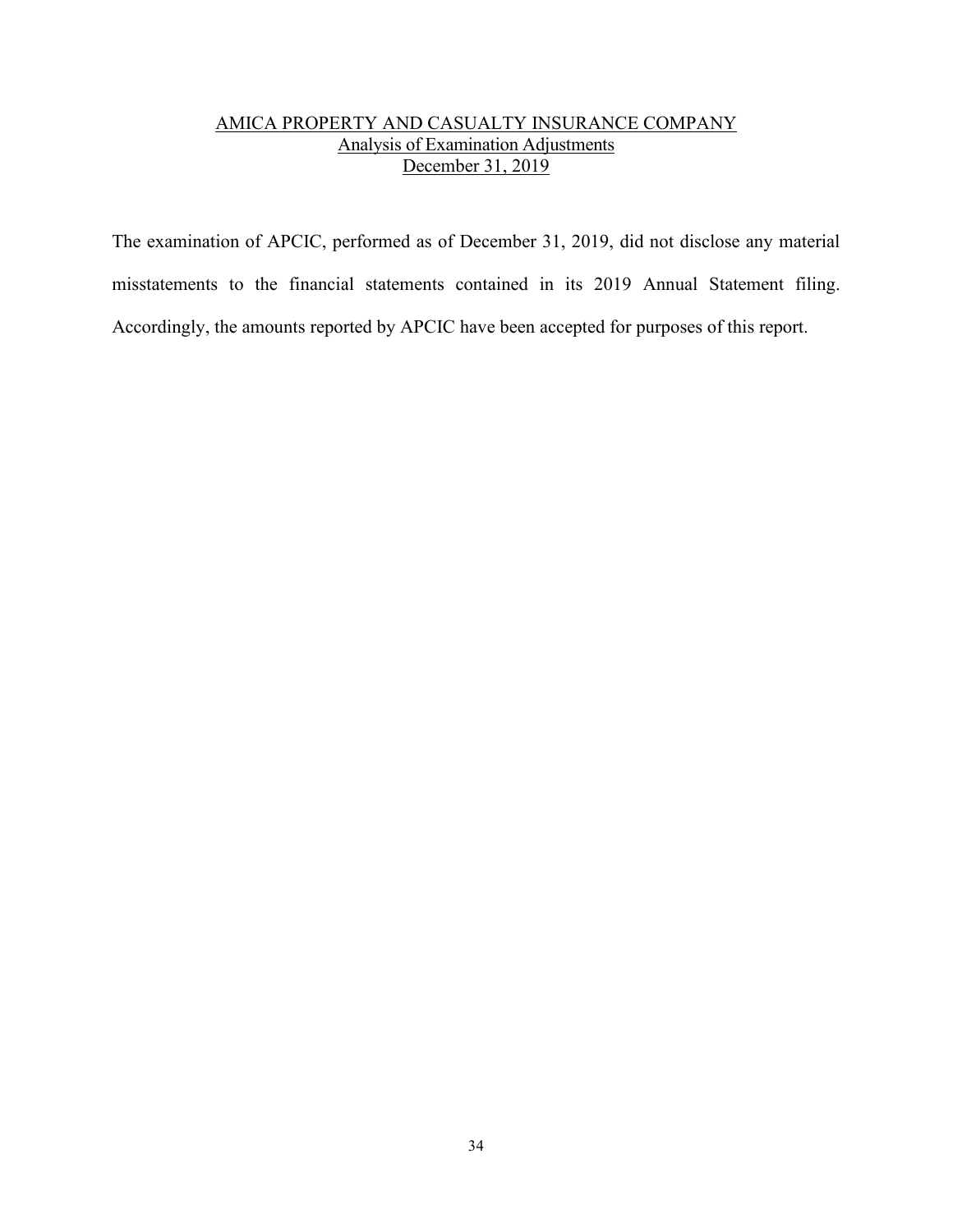## AMICA PROPERTY AND CASUALTY INSURANCE COMPANY
### Analysis of Examination Adjustments
### December 31, 2019

The examination of APCIC, performed as of December 31, 2019, did not disclose any material misstatements to the financial statements contained in its 2019 Annual Statement filing. Accordingly, the amounts reported by APCIC have been accepted for purposes of this report.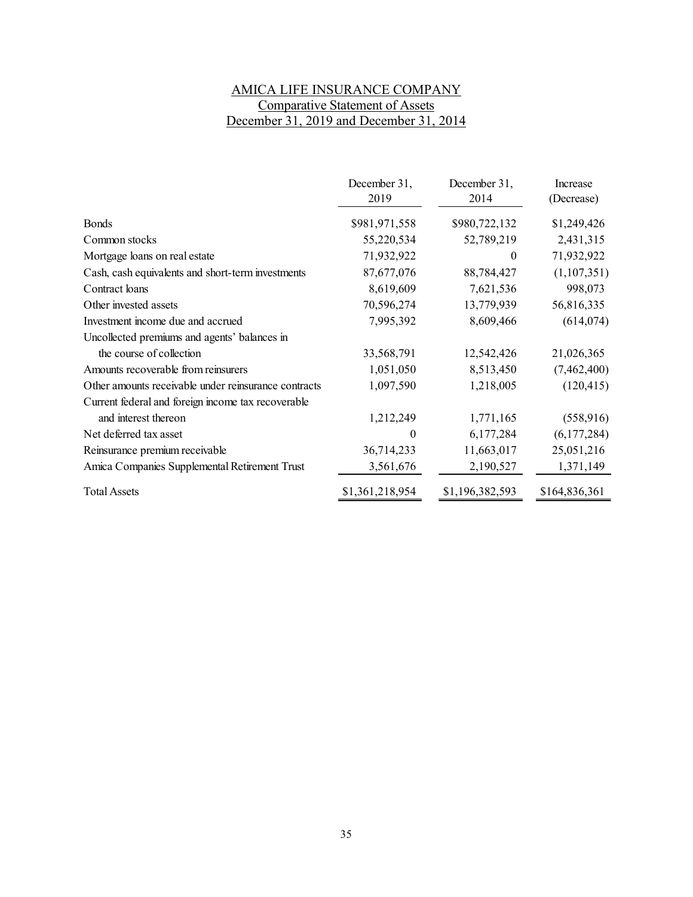# AMICA LIFE INSURANCE COMPANY

## Comparative Statement of Assets

## December 31, 2019 and December 31, 2014

| | December 31, 2019 | December 31, 2014 | Increase (Decrease) |
|---|---|---|---|
| Bonds | $981,971,558 | $980,722,132 | $1,249,426 |
| Common stocks | 55,220,534 | 52,789,219 | 2,431,315 |
| Mortgage loans on real estate | 71,932,922 | 0 | 71,932,922 |
| Cash, cash equivalents and short-term investments | 87,677,076 | 88,784,427 | (1,107,351) |
| Contract loans | 8,619,609 | 7,621,536 | 998,073 |
| Other invested assets | 70,596,274 | 13,779,939 | 56,816,335 |
| Investment income due and accrued | 7,995,392 | 8,609,466 | (614,074) |
| Uncollected premiums and agents' balances in the course of collection | 33,568,791 | 12,542,426 | 21,026,365 |
| Amounts recoverable from reinsurers | 1,051,050 | 8,513,450 | (7,462,400) |
| Other amounts receivable under reinsurance contracts | 1,097,590 | 1,218,005 | (120,415) |
| Current federal and foreign income tax recoverable and interest thereon | 1,212,249 | 1,771,165 | (558,916) |
| Net deferred tax asset | 0 | 6,177,284 | (6,177,284) |
| Reinsurance premium receivable | 36,714,233 | 11,663,017 | 25,051,216 |
| Amica Companies Supplemental Retirement Trust | 3,561,676 | 2,190,527 | 1,371,149 |
| Total Assets | $1,361,218,954 | $1,196,382,593 | $164,836,361 |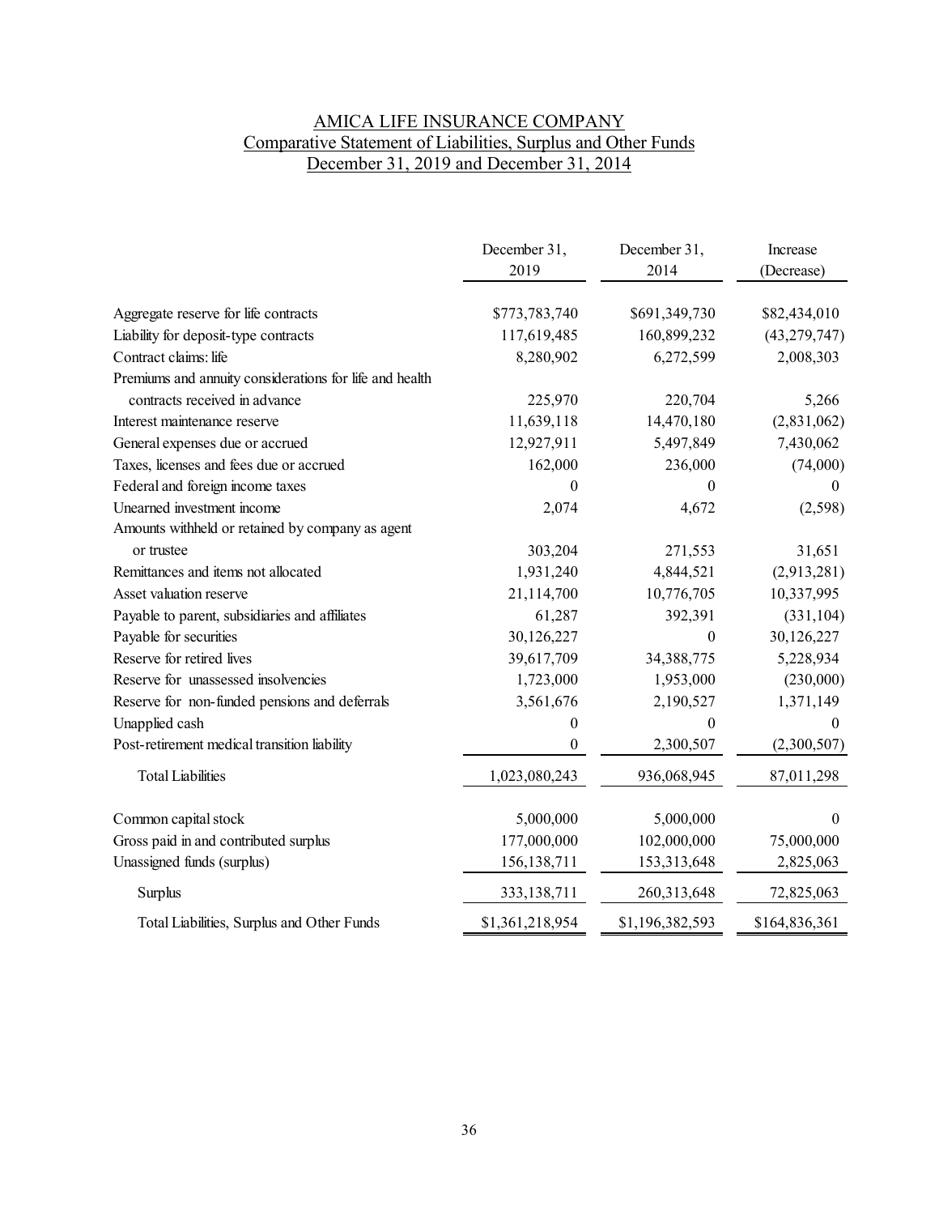# AMICA LIFE INSURANCE COMPANY
## Comparative Statement of Liabilities, Surplus and Other Funds
### December 31, 2019 and December 31, 2014

| | December 31, 2019 | December 31, 2014 | Increase (Decrease) |
|---|---|---|---|
| Aggregate reserve for life contracts | $773,783,740 | $691,349,730 | $82,434,010 |
| Liability for deposit-type contracts | 117,619,485 | 160,899,232 | (43,279,747) |
| Contract claims: life | 8,280,902 | 6,272,599 | 2,008,303 |
| Premiums and annuity considerations for life and health contracts received in advance | 225,970 | 220,704 | 5,266 |
| Interest maintenance reserve | 11,639,118 | 14,470,180 | (2,831,062) |
| General expenses due or accrued | 12,927,911 | 5,497,849 | 7,430,062 |
| Taxes, licenses and fees due or accrued | 162,000 | 236,000 | (74,000) |
| Federal and foreign income taxes | 0 | 0 | 0 |
| Unearned investment income | 2,074 | 4,672 | (2,598) |
| Amounts withheld or retained by company as agent or trustee | 303,204 | 271,553 | 31,651 |
| Remittances and items not allocated | 1,931,240 | 4,844,521 | (2,913,281) |
| Asset valuation reserve | 21,114,700 | 10,776,705 | 10,337,995 |
| Payable to parent, subsidiaries and affiliates | 61,287 | 392,391 | (331,104) |
| Payable for securities | 30,126,227 | 0 | 30,126,227 |
| Reserve for retired lives | 39,617,709 | 34,388,775 | 5,228,934 |
| Reserve for unassessed insolvencies | 1,723,000 | 1,953,000 | (230,000) |
| Reserve for non-funded pensions and deferrals | 3,561,676 | 2,190,527 | 1,371,149 |
| Unapplied cash | 0 | 0 | 0 |
| Post-retirement medical transition liability | 0 | 2,300,507 | (2,300,507) |
| Total Liabilities | 1,023,080,243 | 936,068,945 | 87,011,298 |
| Common capital stock | 5,000,000 | 5,000,000 | 0 |
| Gross paid in and contributed surplus | 177,000,000 | 102,000,000 | 75,000,000 |
| Unassigned funds (surplus) | 156,138,711 | 153,313,648 | 2,825,063 |
| Surplus | 333,138,711 | 260,313,648 | 72,825,063 |
| Total Liabilities, Surplus and Other Funds | $1,361,218,954 | $1,196,382,593 | $164,836,361 |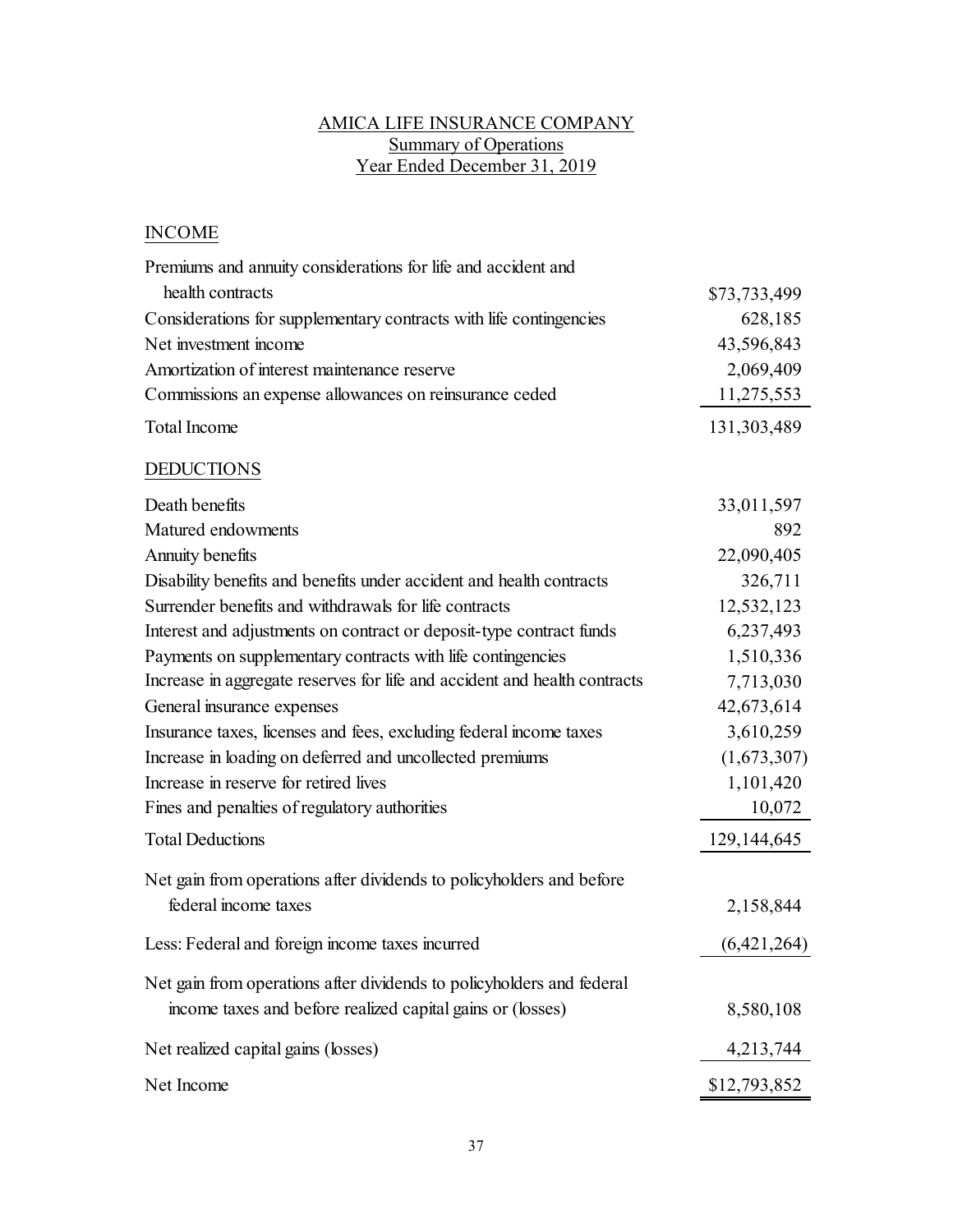AMICA LIFE INSURANCE COMPANY
Summary of Operations
Year Ended December 31, 2019

## INCOME

| | |
|---|---:|
| Premiums and annuity considerations for life and accident and health contracts | $73,733,499 |
| Considerations for supplementary contracts with life contingencies | 628,185 |
| Net investment income | 43,596,843 |
| Amortization of interest maintenance reserve | 2,069,409 |
| Commissions an expense allowances on reinsurance ceded | 11,275,553 |
| Total Income | 131,303,489 |

## DEDUCTIONS

| | |
|---|---:|
| Death benefits | 33,011,597 |
| Matured endowments | 892 |
| Annuity benefits | 22,090,405 |
| Disability benefits and benefits under accident and health contracts | 326,711 |
| Surrender benefits and withdrawals for life contracts | 12,532,123 |
| Interest and adjustments on contract or deposit-type contract funds | 6,237,493 |
| Payments on supplementary contracts with life contingencies | 1,510,336 |
| Increase in aggregate reserves for life and accident and health contracts | 7,713,030 |
| General insurance expenses | 42,673,614 |
| Insurance taxes, licenses and fees, excluding federal income taxes | 3,610,259 |
| Increase in loading on deferred and uncollected premiums | (1,673,307) |
| Increase in reserve for retired lives | 1,101,420 |
| Fines and penalties of regulatory authorities | 10,072 |
| Total Deductions | 129,144,645 |
| Net gain from operations after dividends to policyholders and before federal income taxes | 2,158,844 |
| Less: Federal and foreign income taxes incurred | (6,421,264) |
| Net gain from operations after dividends to policyholders and federal income taxes and before realized capital gains or (losses) | 8,580,108 |
| Net realized capital gains (losses) | 4,213,744 |
| Net Income | $12,793,852 |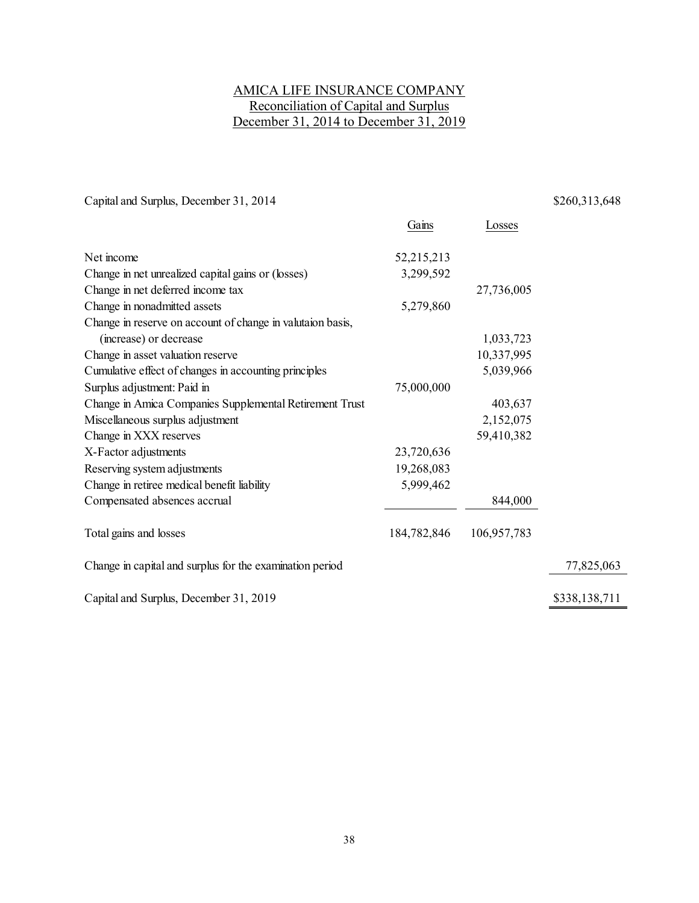# AMICA LIFE INSURANCE COMPANY
## Reconciliation of Capital and Surplus
## December 31, 2014 to December 31, 2019

| | Gains | Losses | |
|---|---|---|---|
| Capital and Surplus, December 31, 2014 | | | $260,313,648 |
| Net income | 52,215,213 | | |
| Change in net unrealized capital gains or (losses) | 3,299,592 | | |
| Change in net deferred income tax | | 27,736,005 | |
| Change in nonadmitted assets | 5,279,860 | | |
| Change in reserve on account of change in valutaion basis, (increase) or decrease | | 1,033,723 | |
| Change in asset valuation reserve | | 10,337,995 | |
| Cumulative effect of changes in accounting principles | | 5,039,966 | |
| Surplus adjustment: Paid in | 75,000,000 | | |
| Change in Amica Companies Supplemental Retirement Trust | | 403,637 | |
| Miscellaneous surplus adjustment | | 2,152,075 | |
| Change in XXX reserves | | 59,410,382 | |
| X-Factor adjustments | 23,720,636 | | |
| Reserving system adjustments | 19,268,083 | | |
| Change in retiree medical benefit liability | 5,999,462 | | |
| Compensated absences accrual | | 844,000 | |
| Total gains and losses | 184,782,846 | 106,957,783 | |
| Change in capital and surplus for the examination period | | | 77,825,063 |
| Capital and Surplus, December 31, 2019 | | | $338,138,711 |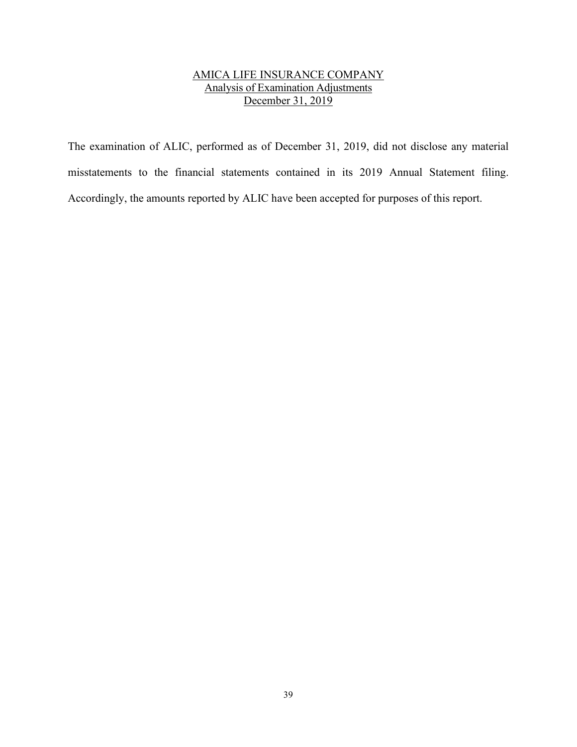## AMICA LIFE INSURANCE COMPANY
## Analysis of Examination Adjustments
## December 31, 2019

The examination of ALIC, performed as of December 31, 2019, did not disclose any material misstatements to the financial statements contained in its 2019 Annual Statement filing. Accordingly, the amounts reported by ALIC have been accepted for purposes of this report.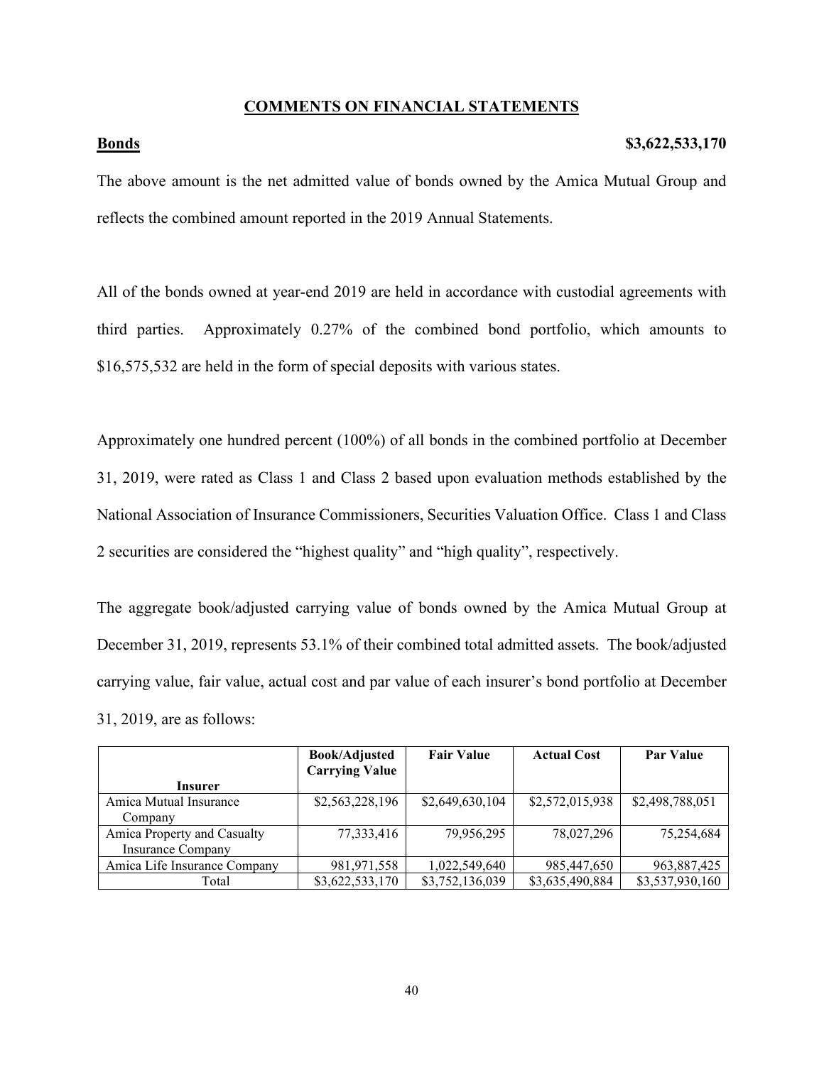## COMMENTS ON FINANCIAL STATEMENTS

**Bonds** **$3,622,533,170**

The above amount is the net admitted value of bonds owned by the Amica Mutual Group and reflects the combined amount reported in the 2019 Annual Statements.

All of the bonds owned at year-end 2019 are held in accordance with custodial agreements with third parties. Approximately 0.27% of the combined bond portfolio, which amounts to $16,575,532 are held in the form of special deposits with various states.

Approximately one hundred percent (100%) of all bonds in the combined portfolio at December 31, 2019, were rated as Class 1 and Class 2 based upon evaluation methods established by the National Association of Insurance Commissioners, Securities Valuation Office. Class 1 and Class 2 securities are considered the "highest quality" and "high quality", respectively.

The aggregate book/adjusted carrying value of bonds owned by the Amica Mutual Group at December 31, 2019, represents 53.1% of their combined total admitted assets. The book/adjusted carrying value, fair value, actual cost and par value of each insurer's bond portfolio at December 31, 2019, are as follows:

| Insurer | Book/Adjusted Carrying Value | Fair Value | Actual Cost | Par Value |
|---|---|---|---|---|
| Amica Mutual Insurance Company | $2,563,228,196 | $2,649,630,104 | $2,572,015,938 | $2,498,788,051 |
| Amica Property and Casualty Insurance Company | 77,333,416 | 79,956,295 | 78,027,296 | 75,254,684 |
| Amica Life Insurance Company | 981,971,558 | 1,022,549,640 | 985,447,650 | 963,887,425 |
| Total | $3,622,533,170 | $3,752,136,039 | $3,635,490,884 | $3,537,930,160 |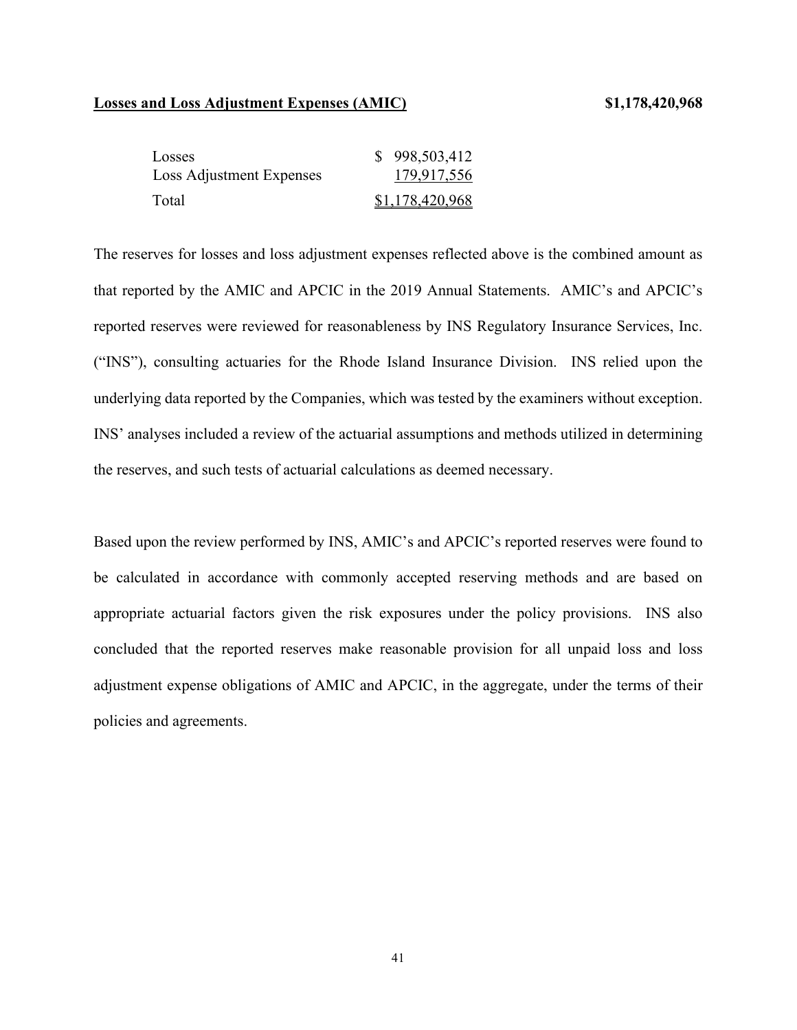**Losses and Loss Adjustment Expenses (AMIC)** **$1,178,420,968**

| | |
|---|---|
| Losses | $ 998,503,412 |
| Loss Adjustment Expenses | 179,917,556 |
| Total | $1,178,420,968 |

The reserves for losses and loss adjustment expenses reflected above is the combined amount as that reported by the AMIC and APCIC in the 2019 Annual Statements. AMIC's and APCIC's reported reserves were reviewed for reasonableness by INS Regulatory Insurance Services, Inc. ("INS"), consulting actuaries for the Rhode Island Insurance Division. INS relied upon the underlying data reported by the Companies, which was tested by the examiners without exception. INS' analyses included a review of the actuarial assumptions and methods utilized in determining the reserves, and such tests of actuarial calculations as deemed necessary.

Based upon the review performed by INS, AMIC's and APCIC's reported reserves were found to be calculated in accordance with commonly accepted reserving methods and are based on appropriate actuarial factors given the risk exposures under the policy provisions. INS also concluded that the reported reserves make reasonable provision for all unpaid loss and loss adjustment expense obligations of AMIC and APCIC, in the aggregate, under the terms of their policies and agreements.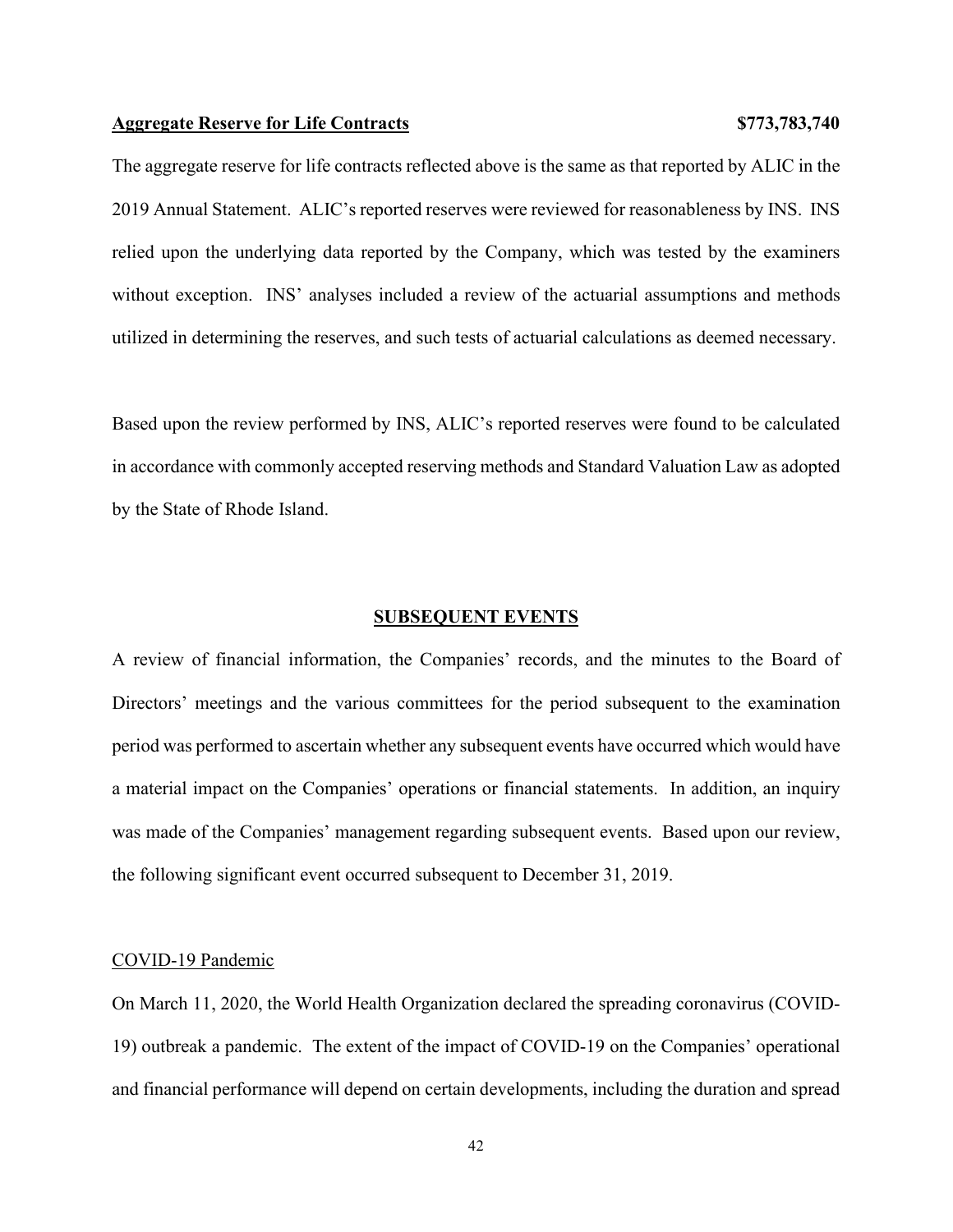**Aggregate Reserve for Life Contracts** **$773,783,740**

The aggregate reserve for life contracts reflected above is the same as that reported by ALIC in the 2019 Annual Statement. ALIC's reported reserves were reviewed for reasonableness by INS. INS relied upon the underlying data reported by the Company, which was tested by the examiners without exception. INS' analyses included a review of the actuarial assumptions and methods utilized in determining the reserves, and such tests of actuarial calculations as deemed necessary.

Based upon the review performed by INS, ALIC's reported reserves were found to be calculated in accordance with commonly accepted reserving methods and Standard Valuation Law as adopted by the State of Rhode Island.

## SUBSEQUENT EVENTS

A review of financial information, the Companies' records, and the minutes to the Board of Directors' meetings and the various committees for the period subsequent to the examination period was performed to ascertain whether any subsequent events have occurred which would have a material impact on the Companies' operations or financial statements. In addition, an inquiry was made of the Companies' management regarding subsequent events. Based upon our review, the following significant event occurred subsequent to December 31, 2019.

### COVID-19 Pandemic

On March 11, 2020, the World Health Organization declared the spreading coronavirus (COVID-19) outbreak a pandemic. The extent of the impact of COVID-19 on the Companies' operational and financial performance will depend on certain developments, including the duration and spread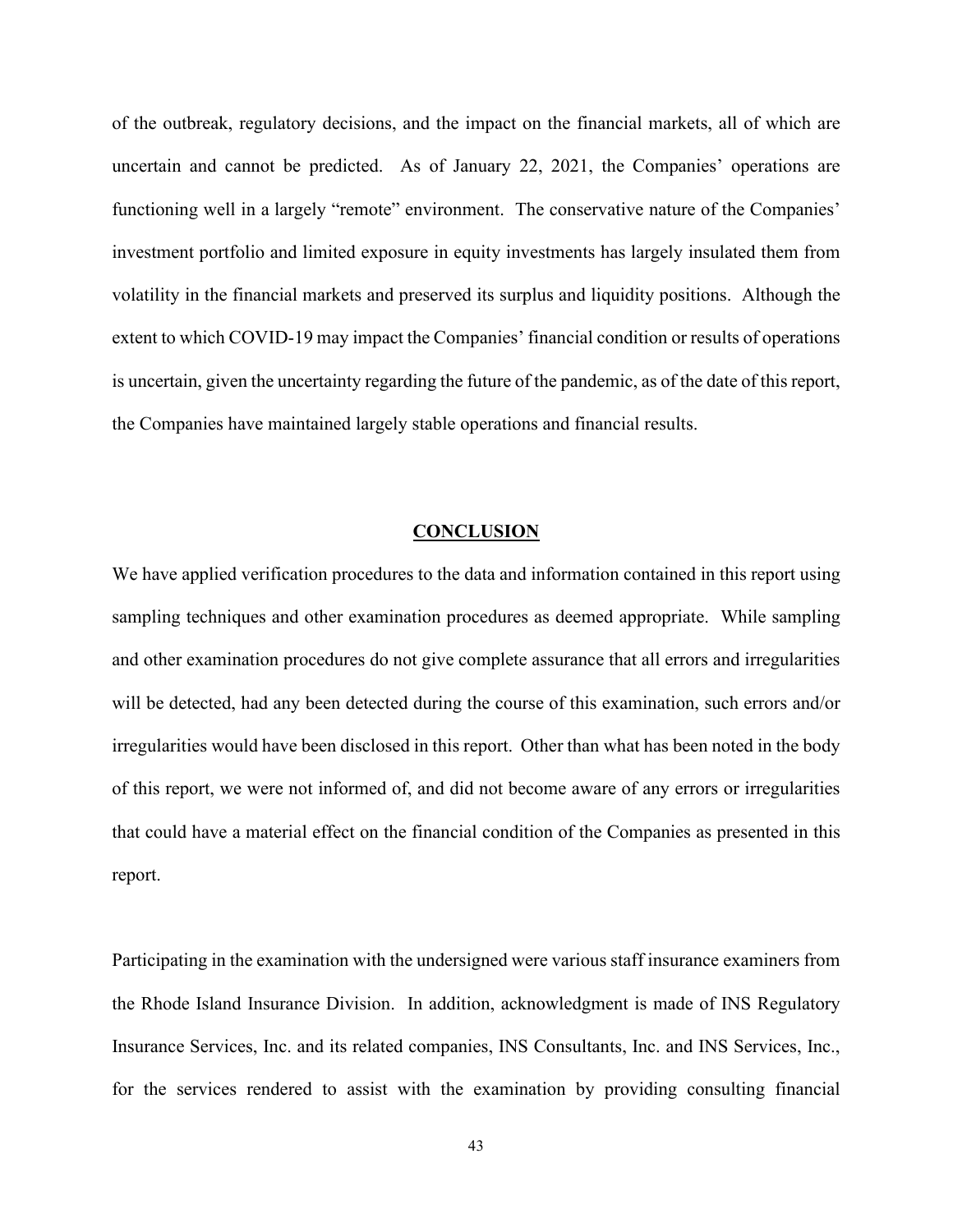of the outbreak, regulatory decisions, and the impact on the financial markets, all of which are uncertain and cannot be predicted. As of January 22, 2021, the Companies' operations are functioning well in a largely "remote" environment. The conservative nature of the Companies' investment portfolio and limited exposure in equity investments has largely insulated them from volatility in the financial markets and preserved its surplus and liquidity positions. Although the extent to which COVID-19 may impact the Companies' financial condition or results of operations is uncertain, given the uncertainty regarding the future of the pandemic, as of the date of this report, the Companies have maintained largely stable operations and financial results.

## CONCLUSION

We have applied verification procedures to the data and information contained in this report using sampling techniques and other examination procedures as deemed appropriate. While sampling and other examination procedures do not give complete assurance that all errors and irregularities will be detected, had any been detected during the course of this examination, such errors and/or irregularities would have been disclosed in this report. Other than what has been noted in the body of this report, we were not informed of, and did not become aware of any errors or irregularities that could have a material effect on the financial condition of the Companies as presented in this report.

Participating in the examination with the undersigned were various staff insurance examiners from the Rhode Island Insurance Division. In addition, acknowledgment is made of INS Regulatory Insurance Services, Inc. and its related companies, INS Consultants, Inc. and INS Services, Inc., for the services rendered to assist with the examination by providing consulting financial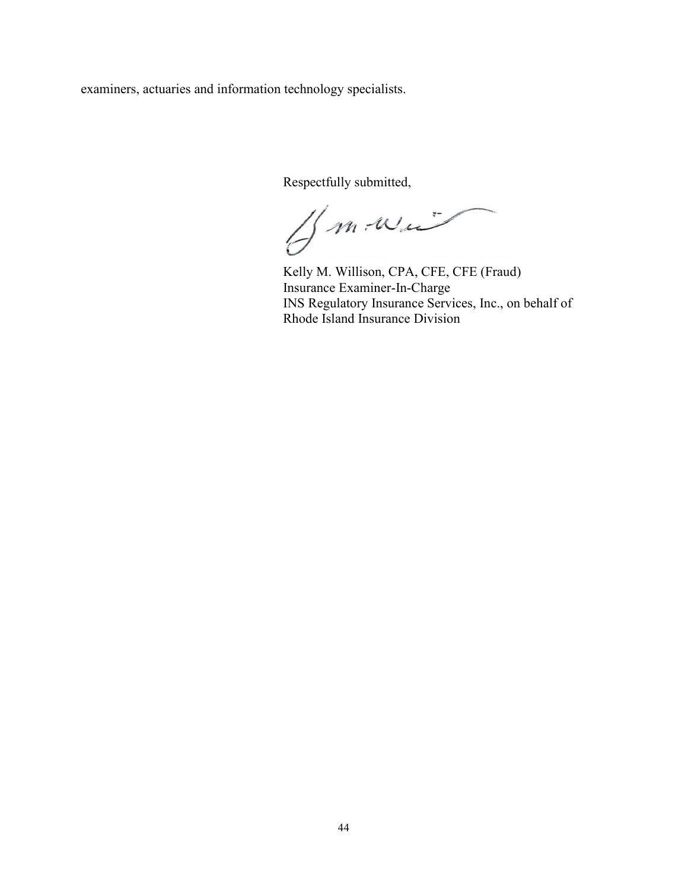examiners, actuaries and information technology specialists.

Respectfully submitted,

Kelly M. Willison, CPA, CFE, CFE (Fraud)
Insurance Examiner-In-Charge
INS Regulatory Insurance Services, Inc., on behalf of
Rhode Island Insurance Division